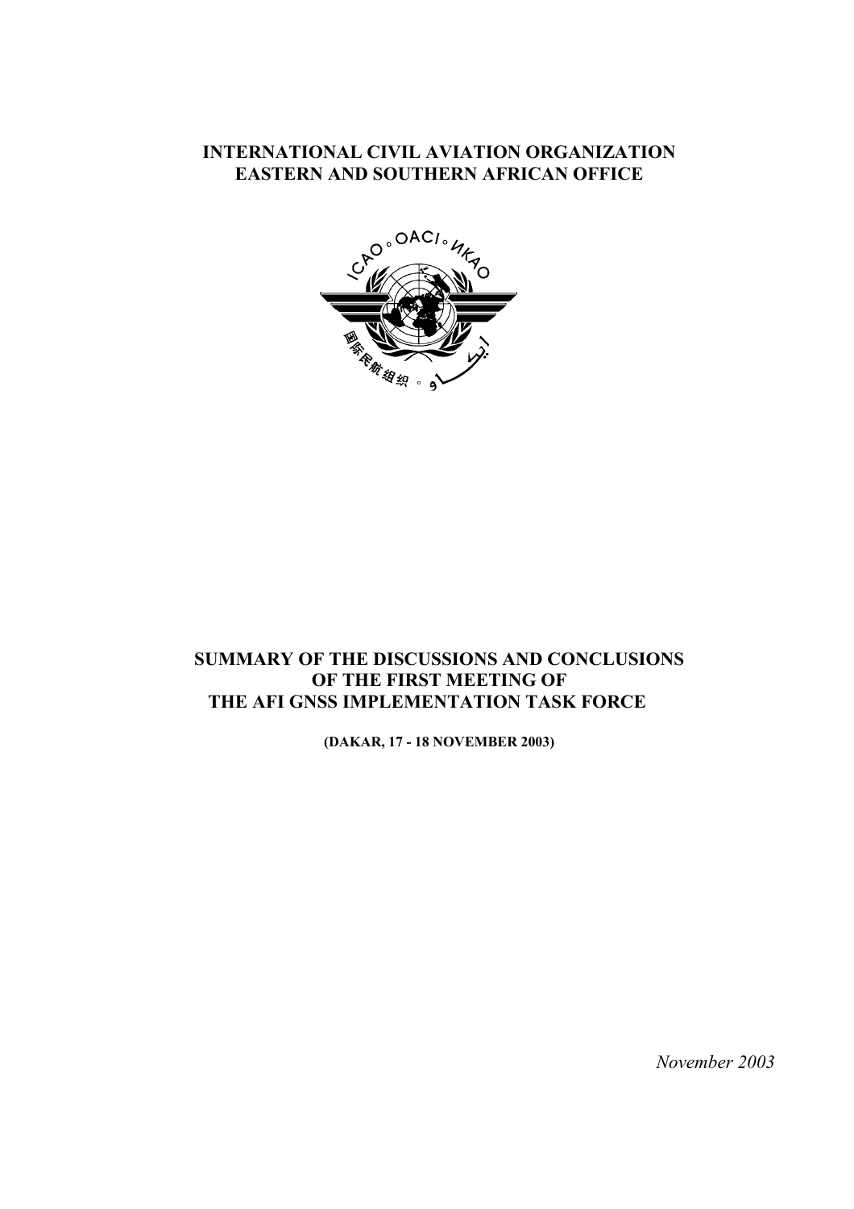# INTERNATIONAL CIVIL AVIATION ORGANIZATION
# EASTERN AND SOUTHERN AFRICAN OFFICE

# SUMMARY OF THE DISCUSSIONS AND CONCLUSIONS OF THE FIRST MEETING OF THE AFI GNSS IMPLEMENTATION TASK FORCE

**(DAKAR, 17 - 18 NOVEMBER 2003)**

*November 2003*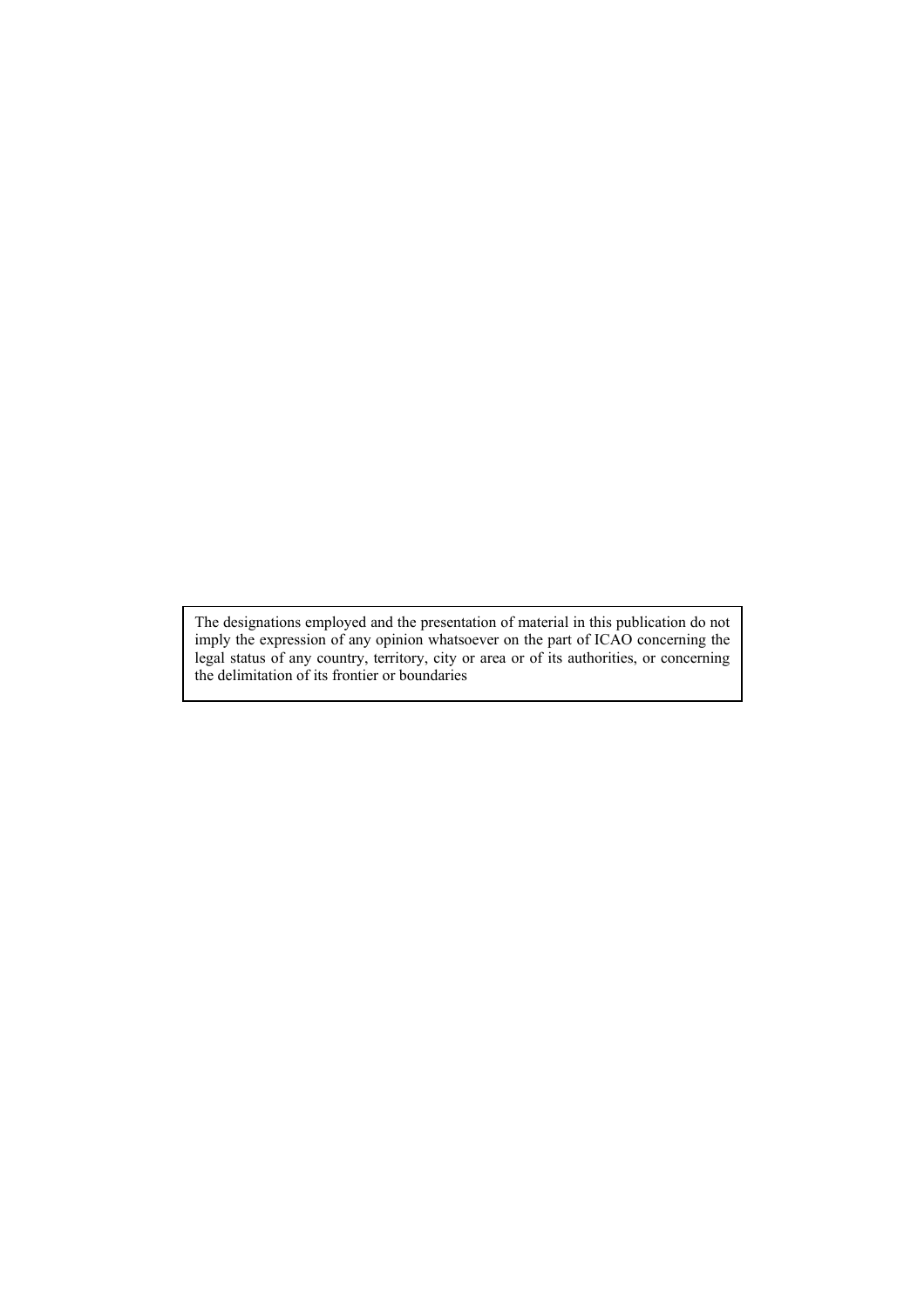The designations employed and the presentation of material in this publication do not imply the expression of any opinion whatsoever on the part of ICAO concerning the legal status of any country, territory, city or area or of its authorities, or concerning the delimitation of its frontier or boundaries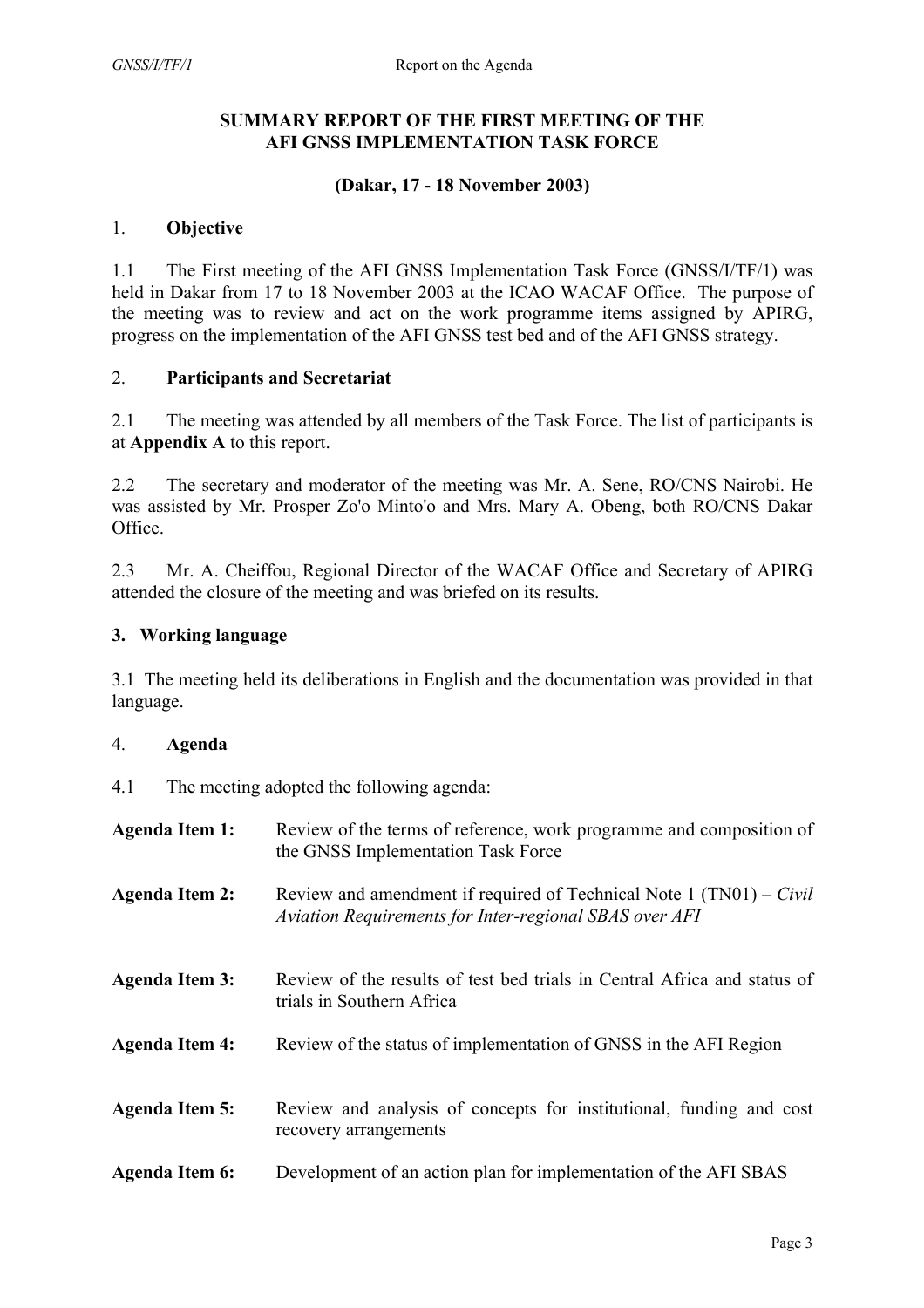# SUMMARY REPORT OF THE FIRST MEETING OF THE AFI GNSS IMPLEMENTATION TASK FORCE

**(Dakar, 17 - 18 November 2003)**

## 1. Objective

1.1 The First meeting of the AFI GNSS Implementation Task Force (GNSS/I/TF/1) was held in Dakar from 17 to 18 November 2003 at the ICAO WACAF Office. The purpose of the meeting was to review and act on the work programme items assigned by APIRG, progress on the implementation of the AFI GNSS test bed and of the AFI GNSS strategy.

## 2. Participants and Secretariat

2.1 The meeting was attended by all members of the Task Force. The list of participants is at **Appendix A** to this report.

2.2 The secretary and moderator of the meeting was Mr. A. Sene, RO/CNS Nairobi. He was assisted by Mr. Prosper Zo'o Minto'o and Mrs. Mary A. Obeng, both RO/CNS Dakar Office.

2.3 Mr. A. Cheiffou, Regional Director of the WACAF Office and Secretary of APIRG attended the closure of the meeting and was briefed on its results.

## 3. Working language

3.1 The meeting held its deliberations in English and the documentation was provided in that language.

## 4. Agenda

4.1 The meeting adopted the following agenda:

**Agenda Item 1:** Review of the terms of reference, work programme and composition of the GNSS Implementation Task Force

**Agenda Item 2:** Review and amendment if required of Technical Note 1 (TN01) – *Civil Aviation Requirements for Inter-regional SBAS over AFI*

**Agenda Item 3:** Review of the results of test bed trials in Central Africa and status of trials in Southern Africa

**Agenda Item 4:** Review of the status of implementation of GNSS in the AFI Region

**Agenda Item 5:** Review and analysis of concepts for institutional, funding and cost recovery arrangements

**Agenda Item 6:** Development of an action plan for implementation of the AFI SBAS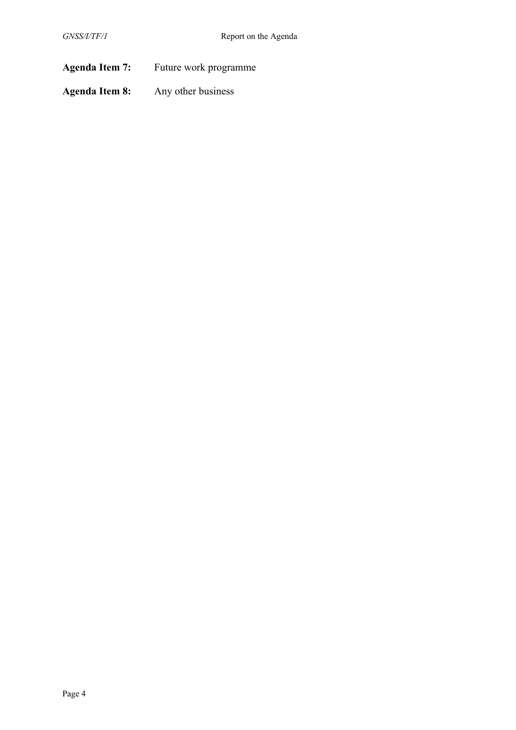**Agenda Item 7:** Future work programme

**Agenda Item 8:** Any other business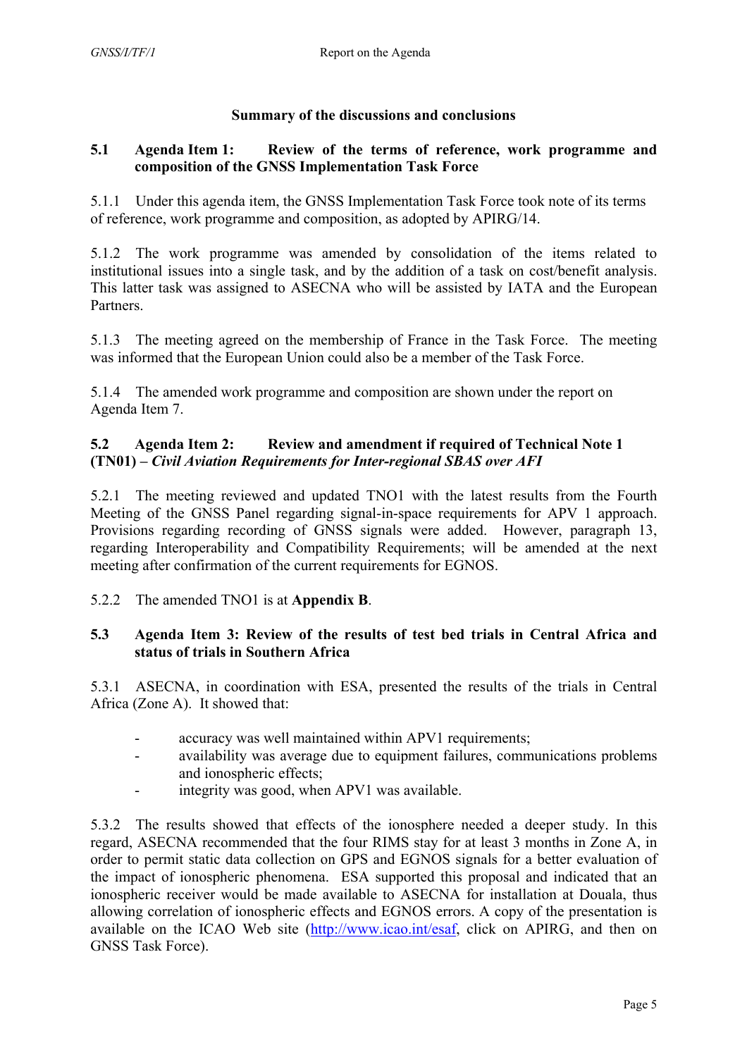**Summary of the discussions and conclusions**

## 5.1 Agenda Item 1: Review of the terms of reference, work programme and composition of the GNSS Implementation Task Force

5.1.1 Under this agenda item, the GNSS Implementation Task Force took note of its terms of reference, work programme and composition, as adopted by APIRG/14.

5.1.2 The work programme was amended by consolidation of the items related to institutional issues into a single task, and by the addition of a task on cost/benefit analysis. This latter task was assigned to ASECNA who will be assisted by IATA and the European Partners.

5.1.3 The meeting agreed on the membership of France in the Task Force. The meeting was informed that the European Union could also be a member of the Task Force.

5.1.4 The amended work programme and composition are shown under the report on Agenda Item 7.

## 5.2 Agenda Item 2: Review and amendment if required of Technical Note 1 (TN01) – *Civil Aviation Requirements for Inter-regional SBAS over AFI*

5.2.1 The meeting reviewed and updated TNO1 with the latest results from the Fourth Meeting of the GNSS Panel regarding signal-in-space requirements for APV 1 approach. Provisions regarding recording of GNSS signals were added. However, paragraph 13, regarding Interoperability and Compatibility Requirements; will be amended at the next meeting after confirmation of the current requirements for EGNOS.

5.2.2 The amended TNO1 is at **Appendix B**.

## 5.3 Agenda Item 3: Review of the results of test bed trials in Central Africa and status of trials in Southern Africa

5.3.1 ASECNA, in coordination with ESA, presented the results of the trials in Central Africa (Zone A). It showed that:

- accuracy was well maintained within APV1 requirements;
- availability was average due to equipment failures, communications problems and ionospheric effects;
- integrity was good, when APV1 was available.

5.3.2 The results showed that effects of the ionosphere needed a deeper study. In this regard, ASECNA recommended that the four RIMS stay for at least 3 months in Zone A, in order to permit static data collection on GPS and EGNOS signals for a better evaluation of the impact of ionospheric phenomena. ESA supported this proposal and indicated that an ionospheric receiver would be made available to ASECNA for installation at Douala, thus allowing correlation of ionospheric effects and EGNOS errors. A copy of the presentation is available on the ICAO Web site (http://www.icao.int/esaf, click on APIRG, and then on GNSS Task Force).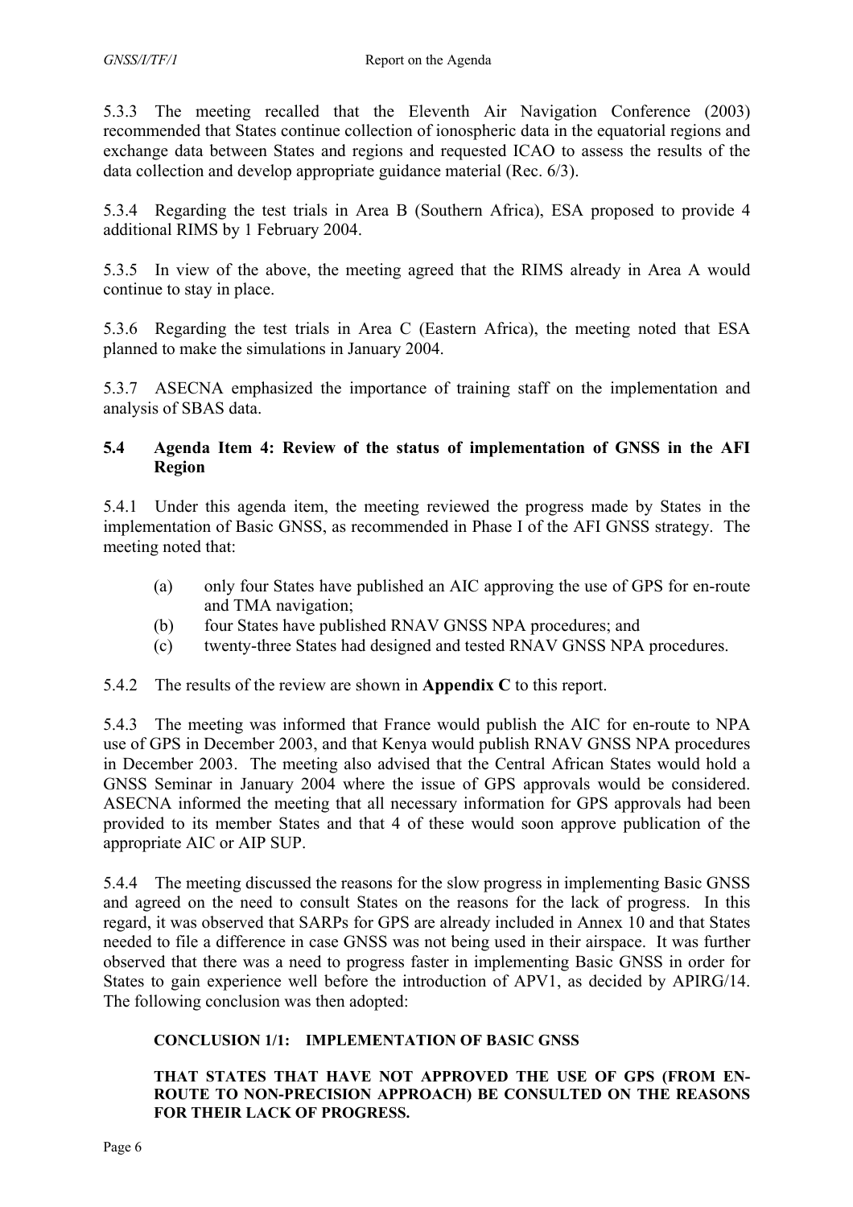5.3.3 The meeting recalled that the Eleventh Air Navigation Conference (2003) recommended that States continue collection of ionospheric data in the equatorial regions and exchange data between States and regions and requested ICAO to assess the results of the data collection and develop appropriate guidance material (Rec. 6/3).

5.3.4 Regarding the test trials in Area B (Southern Africa), ESA proposed to provide 4 additional RIMS by 1 February 2004.

5.3.5 In view of the above, the meeting agreed that the RIMS already in Area A would continue to stay in place.

5.3.6 Regarding the test trials in Area C (Eastern Africa), the meeting noted that ESA planned to make the simulations in January 2004.

5.3.7 ASECNA emphasized the importance of training staff on the implementation and analysis of SBAS data.

### 5.4 Agenda Item 4: Review of the status of implementation of GNSS in the AFI Region

5.4.1 Under this agenda item, the meeting reviewed the progress made by States in the implementation of Basic GNSS, as recommended in Phase I of the AFI GNSS strategy. The meeting noted that:

(a) only four States have published an AIC approving the use of GPS for en-route and TMA navigation;

(b) four States have published RNAV GNSS NPA procedures; and

(c) twenty-three States had designed and tested RNAV GNSS NPA procedures.

5.4.2 The results of the review are shown in **Appendix C** to this report.

5.4.3 The meeting was informed that France would publish the AIC for en-route to NPA use of GPS in December 2003, and that Kenya would publish RNAV GNSS NPA procedures in December 2003. The meeting also advised that the Central African States would hold a GNSS Seminar in January 2004 where the issue of GPS approvals would be considered. ASECNA informed the meeting that all necessary information for GPS approvals had been provided to its member States and that 4 of these would soon approve publication of the appropriate AIC or AIP SUP.

5.4.4 The meeting discussed the reasons for the slow progress in implementing Basic GNSS and agreed on the need to consult States on the reasons for the lack of progress. In this regard, it was observed that SARPs for GPS are already included in Annex 10 and that States needed to file a difference in case GNSS was not being used in their airspace. It was further observed that there was a need to progress faster in implementing Basic GNSS in order for States to gain experience well before the introduction of APV1, as decided by APIRG/14. The following conclusion was then adopted:

**CONCLUSION 1/1: IMPLEMENTATION OF BASIC GNSS**

**THAT STATES THAT HAVE NOT APPROVED THE USE OF GPS (FROM EN-ROUTE TO NON-PRECISION APPROACH) BE CONSULTED ON THE REASONS FOR THEIR LACK OF PROGRESS.**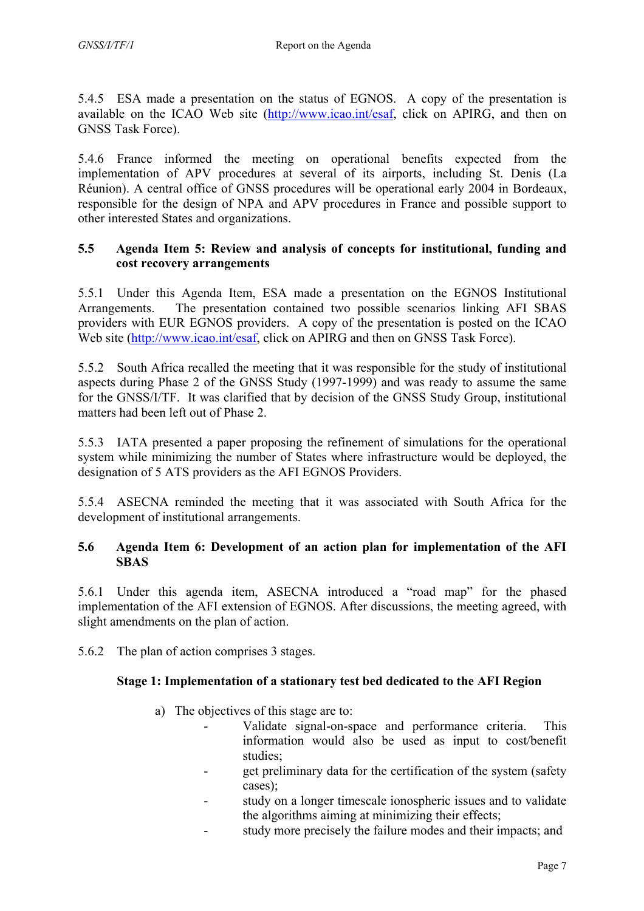5.4.5 ESA made a presentation on the status of EGNOS. A copy of the presentation is available on the ICAO Web site (http://www.icao.int/esaf, click on APIRG, and then on GNSS Task Force).

5.4.6 France informed the meeting on operational benefits expected from the implementation of APV procedures at several of its airports, including St. Denis (La Réunion). A central office of GNSS procedures will be operational early 2004 in Bordeaux, responsible for the design of NPA and APV procedures in France and possible support to other interested States and organizations.

## 5.5 Agenda Item 5: Review and analysis of concepts for institutional, funding and cost recovery arrangements

5.5.1 Under this Agenda Item, ESA made a presentation on the EGNOS Institutional Arrangements. The presentation contained two possible scenarios linking AFI SBAS providers with EUR EGNOS providers. A copy of the presentation is posted on the ICAO Web site (http://www.icao.int/esaf, click on APIRG and then on GNSS Task Force).

5.5.2 South Africa recalled the meeting that it was responsible for the study of institutional aspects during Phase 2 of the GNSS Study (1997-1999) and was ready to assume the same for the GNSS/I/TF. It was clarified that by decision of the GNSS Study Group, institutional matters had been left out of Phase 2.

5.5.3 IATA presented a paper proposing the refinement of simulations for the operational system while minimizing the number of States where infrastructure would be deployed, the designation of 5 ATS providers as the AFI EGNOS Providers.

5.5.4 ASECNA reminded the meeting that it was associated with South Africa for the development of institutional arrangements.

## 5.6 Agenda Item 6: Development of an action plan for implementation of the AFI SBAS

5.6.1 Under this agenda item, ASECNA introduced a "road map" for the phased implementation of the AFI extension of EGNOS. After discussions, the meeting agreed, with slight amendments on the plan of action.

5.6.2 The plan of action comprises 3 stages.

**Stage 1: Implementation of a stationary test bed dedicated to the AFI Region**

a) The objectives of this stage are to:
   - Validate signal-on-space and performance criteria. This information would also be used as input to cost/benefit studies;
   - get preliminary data for the certification of the system (safety cases);
   - study on a longer timescale ionospheric issues and to validate the algorithms aiming at minimizing their effects;
   - study more precisely the failure modes and their impacts; and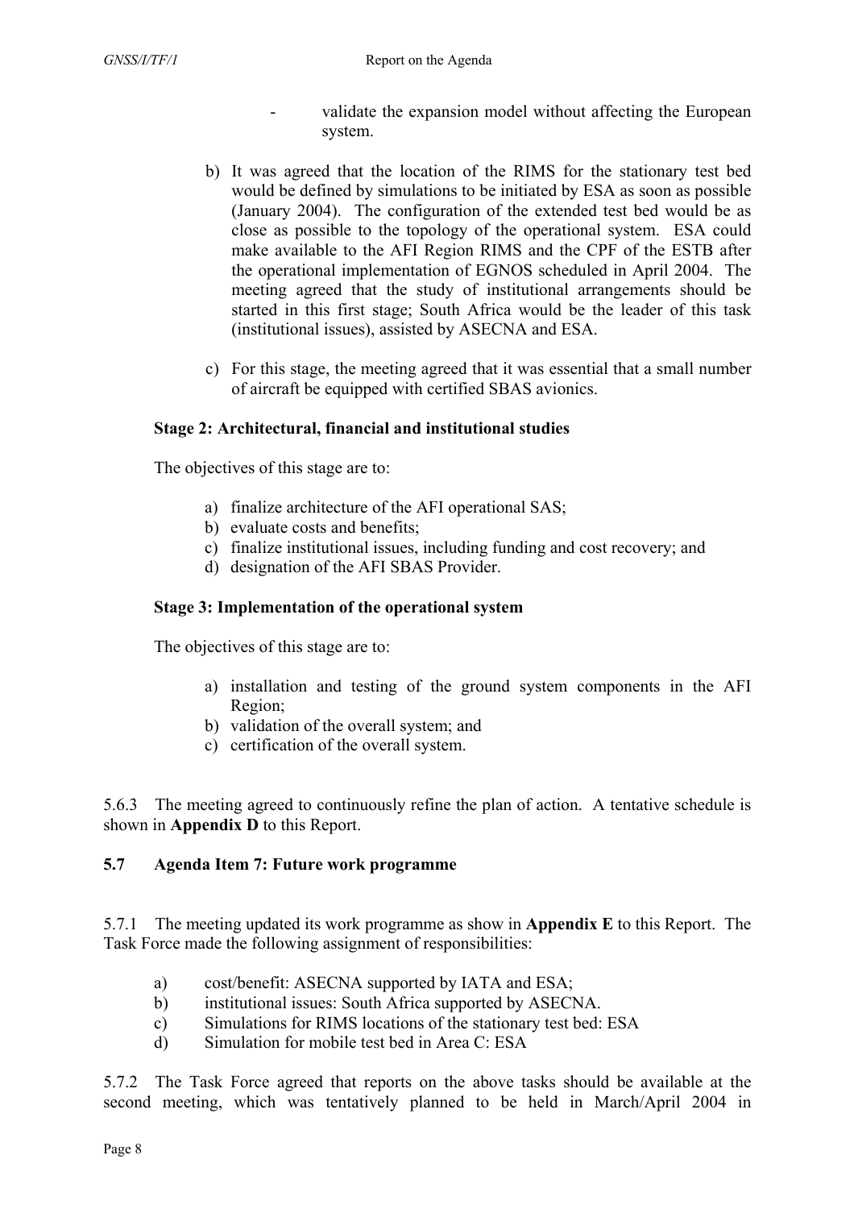- validate the expansion model without affecting the European system.

b) It was agreed that the location of the RIMS for the stationary test bed would be defined by simulations to be initiated by ESA as soon as possible (January 2004). The configuration of the extended test bed would be as close as possible to the topology of the operational system. ESA could make available to the AFI Region RIMS and the CPF of the ESTB after the operational implementation of EGNOS scheduled in April 2004. The meeting agreed that the study of institutional arrangements should be started in this first stage; South Africa would be the leader of this task (institutional issues), assisted by ASECNA and ESA.

c) For this stage, the meeting agreed that it was essential that a small number of aircraft be equipped with certified SBAS avionics.

**Stage 2: Architectural, financial and institutional studies**

The objectives of this stage are to:

a) finalize architecture of the AFI operational SAS;
b) evaluate costs and benefits;
c) finalize institutional issues, including funding and cost recovery; and
d) designation of the AFI SBAS Provider.

**Stage 3: Implementation of the operational system**

The objectives of this stage are to:

a) installation and testing of the ground system components in the AFI Region;
b) validation of the overall system; and
c) certification of the overall system.

5.6.3 The meeting agreed to continuously refine the plan of action. A tentative schedule is shown in **Appendix D** to this Report.

### 5.7 Agenda Item 7: Future work programme

5.7.1 The meeting updated its work programme as show in **Appendix E** to this Report. The Task Force made the following assignment of responsibilities:

a) cost/benefit: ASECNA supported by IATA and ESA;
b) institutional issues: South Africa supported by ASECNA.
c) Simulations for RIMS locations of the stationary test bed: ESA
d) Simulation for mobile test bed in Area C: ESA

5.7.2 The Task Force agreed that reports on the above tasks should be available at the second meeting, which was tentatively planned to be held in March/April 2004 in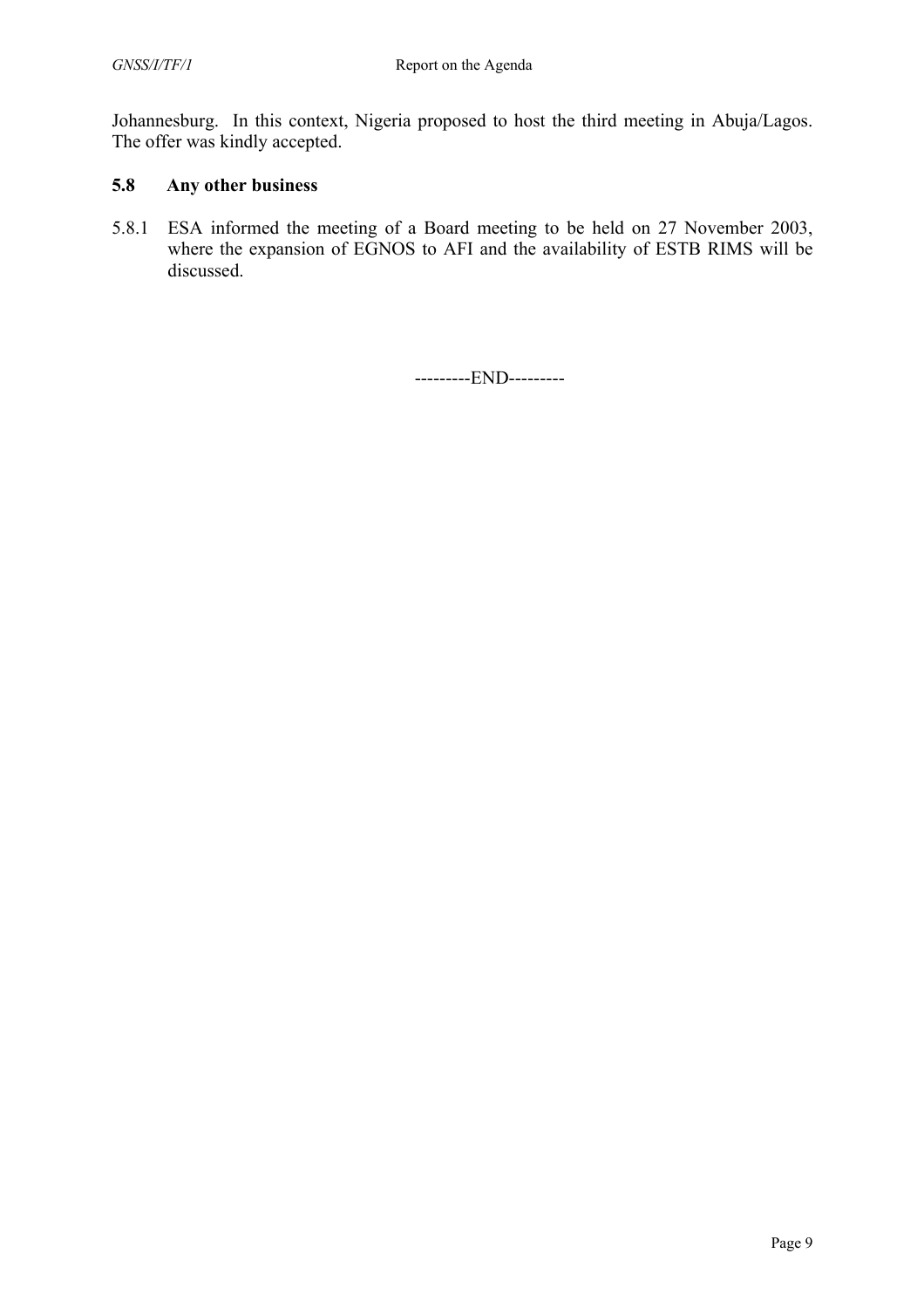Johannesburg. In this context, Nigeria proposed to host the third meeting in Abuja/Lagos. The offer was kindly accepted.

### 5.8 Any other business

5.8.1 ESA informed the meeting of a Board meeting to be held on 27 November 2003, where the expansion of EGNOS to AFI and the availability of ESTB RIMS will be discussed.

---------END---------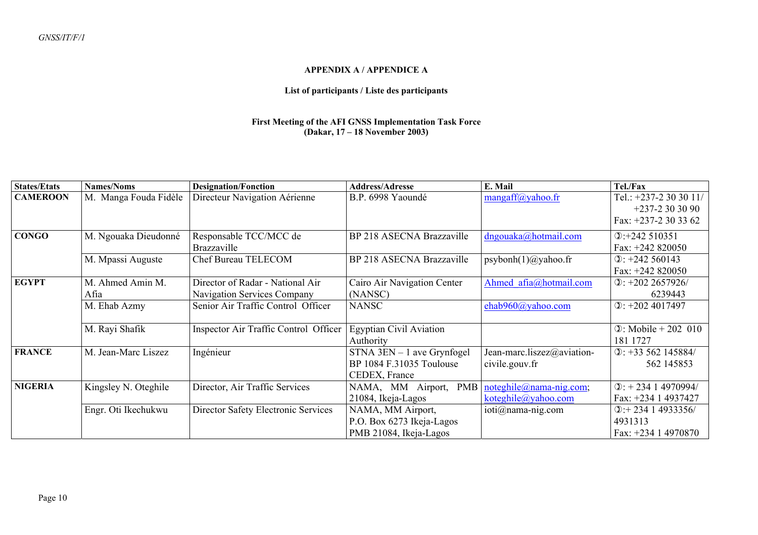**APPENDIX A / APPENDICE A**

**List of participants / Liste des participants**

**First Meeting of the AFI GNSS Implementation Task Force (Dakar, 17 – 18 November 2003)**

| States/Etats | Names/Noms | Designation/Fonction | Address/Adresse | E. Mail | Tel./Fax |
|---|---|---|---|---|---|
| **CAMEROON** | M. Manga Fouda Fidèle | Directeur Navigation Aérienne | B.P. 6998 Yaoundé | mangaff@yahoo.fr | Tel.: +237-2 30 30 11/ +237-2 30 30 90 Fax: +237-2 30 33 62 |
| **CONGO** | M. Ngouaka Dieudonné | Responsable TCC/MCC de Brazzaville | BP 218 ASECNA Brazzaville | dngouaka@hotmail.com | ✆:+242 510351 Fax: +242 820050 |
| | M. Mpassi Auguste | Chef Bureau TELECOM | BP 218 ASECNA Brazzaville | psybonh(1)@yahoo.fr | ✆: +242 560143 Fax: +242 820050 |
| **EGYPT** | M. Ahmed Amin M. Afia | Director of Radar - National Air Navigation Services Company | Cairo Air Navigation Center (NANSC) | Ahmed_afia@hotmail.com | ✆: +202 2657926/ 6239443 |
| | M. Ehab Azmy | Senior Air Traffic Control Officer | NANSC | ehab960@yahoo.com | ✆: +202 4017497 |
| | M. Rayi Shafik | Inspector Air Traffic Control Officer | Egyptian Civil Aviation Authority | | ✆: Mobile + 202 010 181 1727 |
| **FRANCE** | M. Jean-Marc Liszez | Ingénieur | STNA 3EN – 1 ave Grynfogel BP 1084 F.31035 Toulouse CEDEX, France | Jean-marc.liszez@aviation-civile.gouv.fr | ✆: +33 562 145884/ 562 145853 |
| **NIGERIA** | Kingsley N. Oteghile | Director, Air Traffic Services | NAMA, MM Airport, PMB 21084, Ikeja-Lagos | noteghile@nama-nig.com; koteghile@yahoo.com | ✆: + 234 1 4970994/ Fax: +234 1 4937427 |
| | Engr. Oti Ikechukwu | Director Safety Electronic Services | NAMA, MM Airport, P.O. Box 6273 Ikeja-Lagos PMB 21084, Ikeja-Lagos | ioti@nama-nig.com | ✆:+ 234 1 4933356/ 4931313 Fax: +234 1 4970870 |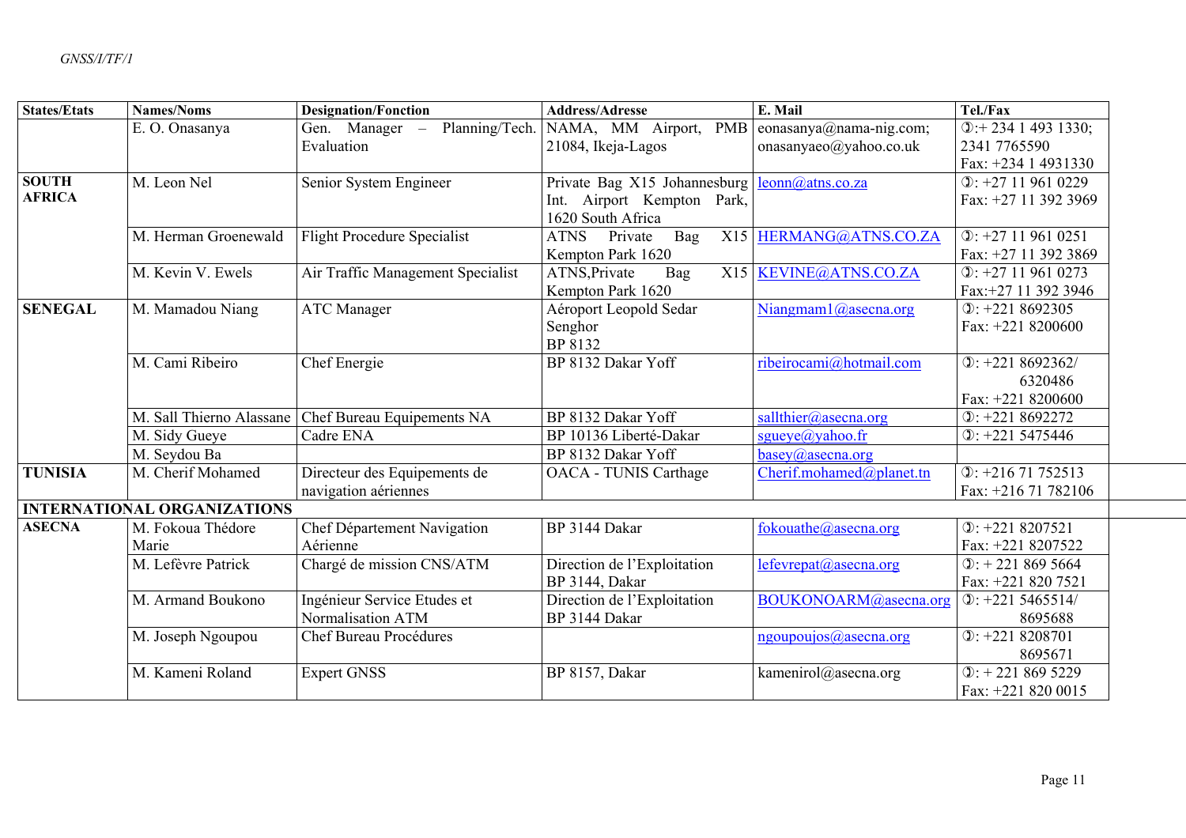| States/Etats | Names/Noms | Designation/Fonction | Address/Adresse | E. Mail | Tel./Fax |
|---|---|---|---|---|---|
| | E. O. Onasanya | Gen. Manager – Planning/Tech. Evaluation | NAMA, MM Airport, PMB 21084, Ikeja-Lagos | eonasanya@nama-nig.com; onasanyaeo@yahoo.co.uk | ✆:+ 234 1 493 1330; 2341 7765590 Fax: +234 1 4931330 |
| **SOUTH AFRICA** | M. Leon Nel | Senior System Engineer | Private Bag X15 Johannesburg Int. Airport Kempton Park, 1620 South Africa | leonn@atns.co.za | ✆: +27 11 961 0229 Fax: +27 11 392 3969 |
| | M. Herman Groenewald | Flight Procedure Specialist | ATNS Private Bag X15 Kempton Park 1620 | HERMANG@ATNS.CO.ZA | ✆: +27 11 961 0251 Fax: +27 11 392 3869 |
| | M. Kevin V. Ewels | Air Traffic Management Specialist | ATNS,Private Bag X15 Kempton Park 1620 | KEVINE@ATNS.CO.ZA | ✆: +27 11 961 0273 Fax:+27 11 392 3946 |
| **SENEGAL** | M. Mamadou Niang | ATC Manager | Aéroport Leopold Sedar Senghor BP 8132 | Niangmam1@asecna.org | ✆: +221 8692305 Fax: +221 8200600 |
| | M. Cami Ribeiro | Chef Energie | BP 8132 Dakar Yoff | ribeirocami@hotmail.com | ✆: +221 8692362/ 6320486 Fax: +221 8200600 |
| | M. Sall Thierno Alassane | Chef Bureau Equipements NA | BP 8132 Dakar Yoff | sallthier@asecna.org | ✆: +221 8692272 |
| | M. Sidy Gueye | Cadre ENA | BP 10136 Liberté-Dakar | sgueye@yahoo.fr | ✆: +221 5475446 |
| | M. Seydou Ba | | BP 8132 Dakar Yoff | basey@asecna.org | |
| **TUNISIA** | M. Cherif Mohamed | Directeur des Equipements de navigation aériennes | OACA - TUNIS Carthage | Cherif.mohamed@planet.tn | ✆: +216 71 752513 Fax: +216 71 782106 |
| **INTERNATIONAL ORGANIZATIONS** | | | | | |
| **ASECNA** | M. Fokoua Thédore Marie | Chef Département Navigation Aérienne | BP 3144 Dakar | fokouathe@asecna.org | ✆: +221 8207521 Fax: +221 8207522 |
| | M. Lefèvre Patrick | Chargé de mission CNS/ATM | Direction de l'Exploitation BP 3144, Dakar | lefevrepat@asecna.org | ✆: + 221 869 5664 Fax: +221 820 7521 |
| | M. Armand Boukono | Ingénieur Service Etudes et Normalisation ATM | Direction de l'Exploitation BP 3144 Dakar | BOUKONOARM@asecna.org | ✆: +221 5465514/ 8695688 |
| | M. Joseph Ngoupou | Chef Bureau Procédures | | ngoupoujos@asecna.org | ✆: +221 8208701 8695671 |
| | M. Kameni Roland | Expert GNSS | BP 8157, Dakar | kamenirol@asecna.org | ✆: + 221 869 5229 Fax: +221 820 0015 |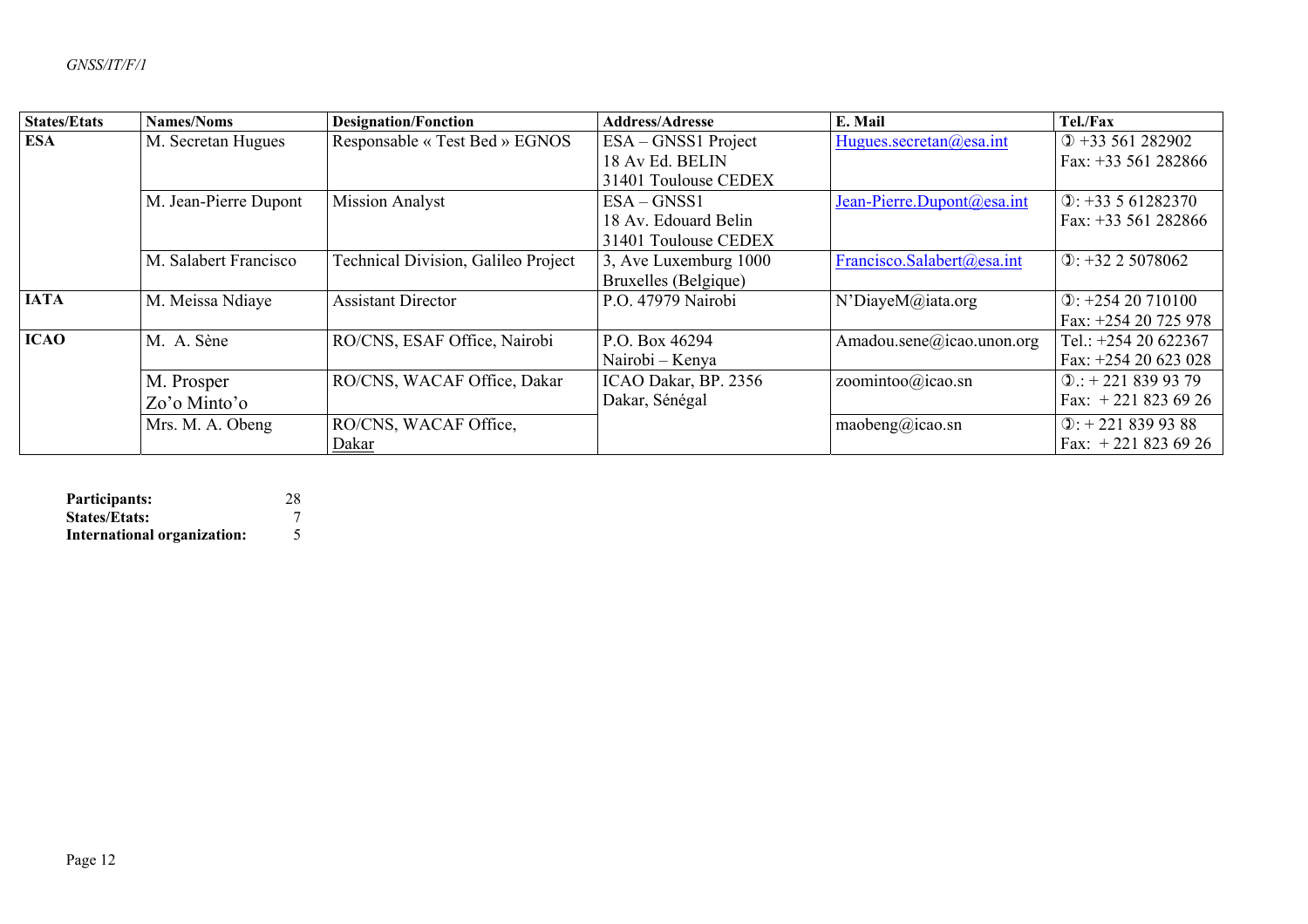| States/Etats | Names/Noms | Designation/Fonction | Address/Adresse | E. Mail | Tel./Fax |
|---|---|---|---|---|---|
| **ESA** | M. Secretan Hugues | Responsable « Test Bed » EGNOS | ESA – GNSS1 Project<br>18 Av Ed. BELIN<br>31401 Toulouse CEDEX | Hugues.secretan@esa.int | ✆ +33 561 282902<br>Fax: +33 561 282866 |
| | M. Jean-Pierre Dupont | Mission Analyst | ESA – GNSS1<br>18 Av. Edouard Belin<br>31401 Toulouse CEDEX | Jean-Pierre.Dupont@esa.int | ✆: +33 5 61282370<br>Fax: +33 561 282866 |
| | M. Salabert Francisco | Technical Division, Galileo Project | 3, Ave Luxemburg 1000<br>Bruxelles (Belgique) | Francisco.Salabert@esa.int | ✆: +32 2 5078062 |
| **IATA** | M. Meissa Ndiaye | Assistant Director | P.O. 47979 Nairobi | N'DiayeM@iata.org | ✆: +254 20 710100<br>Fax: +254 20 725 978 |
| **ICAO** | M. A. Sène | RO/CNS, ESAF Office, Nairobi | P.O. Box 46294<br>Nairobi – Kenya | Amadou.sene@icao.unon.org | Tel.: +254 20 622367<br>Fax: +254 20 623 028 |
| | M. Prosper Zo'o Minto'o | RO/CNS, WACAF Office, Dakar | ICAO Dakar, BP. 2356<br>Dakar, Sénégal | zoomintoo@icao.sn | ✆.: + 221 839 93 79<br>Fax: + 221 823 69 26 |
| | Mrs. M. A. Obeng | RO/CNS, WACAF Office, Dakar | | maobeng@icao.sn | ✆: + 221 839 93 88<br>Fax: + 221 823 69 26 |

**Participants:** 28
**States/Etats:** 7
**International organization:** 5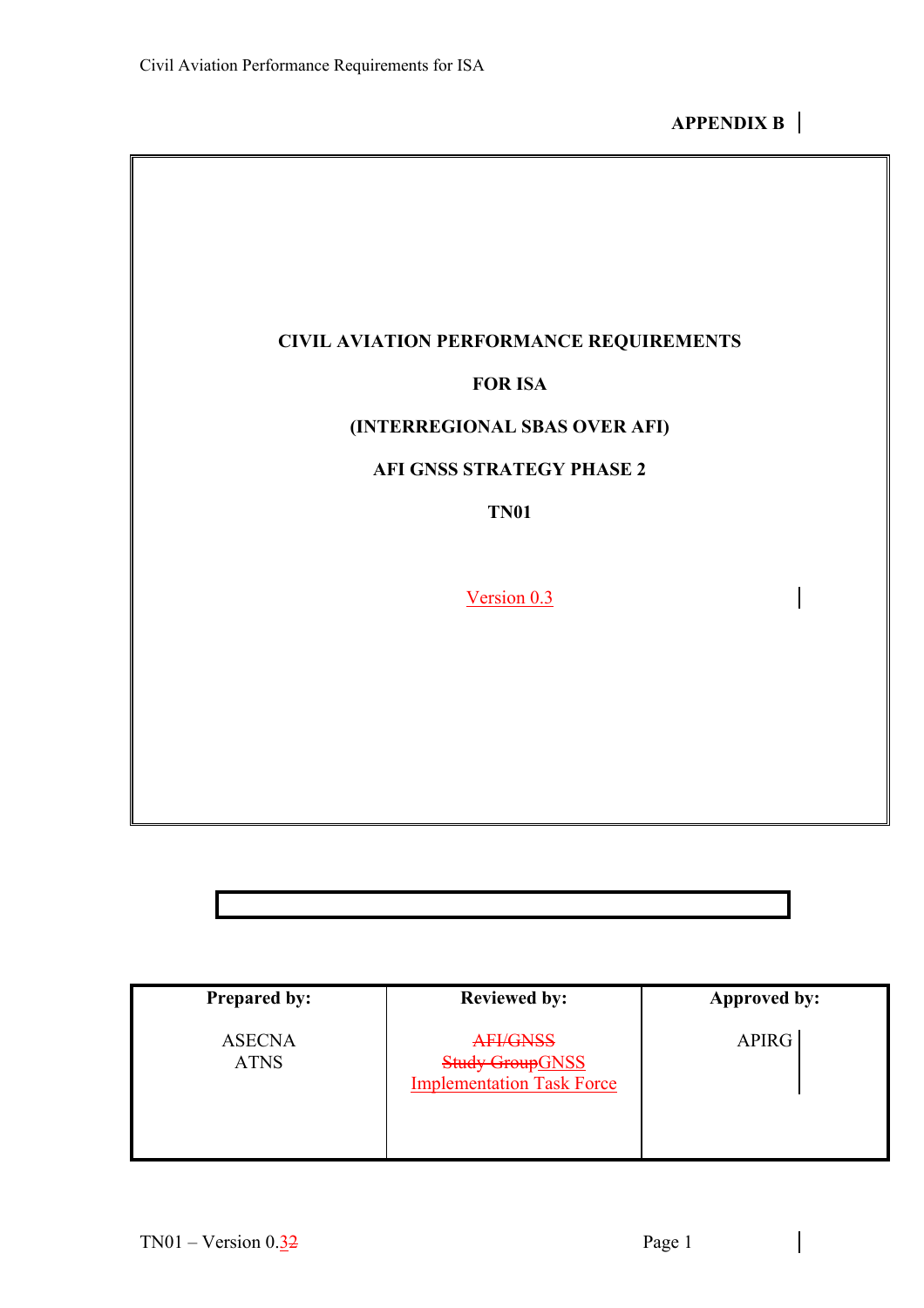**APPENDIX B**

**CIVIL AVIATION PERFORMANCE REQUIREMENTS**

**FOR ISA**

**(INTERREGIONAL SBAS OVER AFI)**

**AFI GNSS STRATEGY PHASE 2**

**TN01**

Version 0.3

| Prepared by: | Reviewed by: | Approved by: |
|---|---|---|
| ASECNA<br>ATNS | ~~AFI/GNSS Study Group~~GNSS Implementation Task Force | APIRG |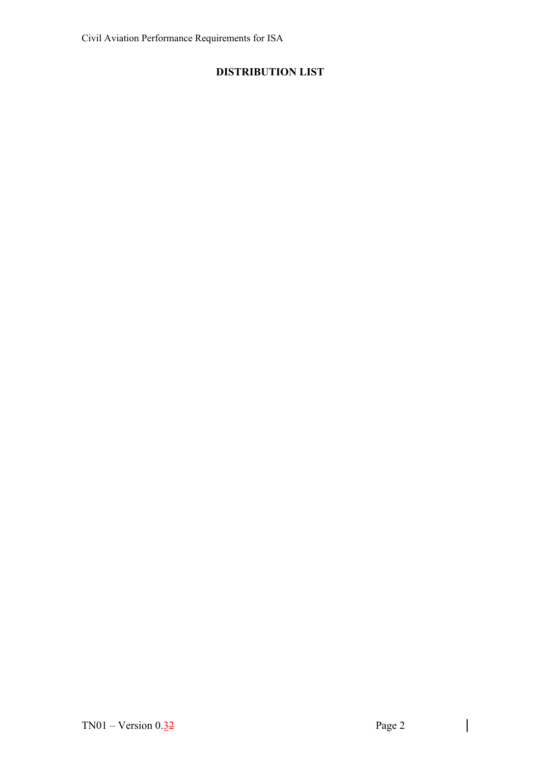**DISTRIBUTION LIST**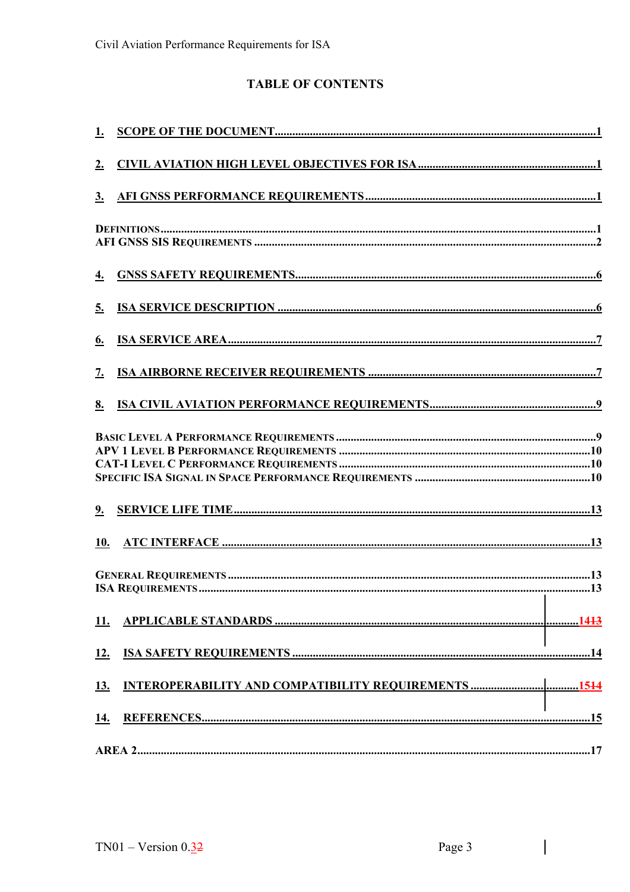# TABLE OF CONTENTS

1. SCOPE OF THE DOCUMENT..........1

2. CIVIL AVIATION HIGH LEVEL OBJECTIVES FOR ISA..........1

3. AFI GNSS PERFORMANCE REQUIREMENTS..........1

DEFINITIONS..........1
AFI GNSS SIS REQUIREMENTS..........2

4. GNSS SAFETY REQUIREMENTS..........6

5. ISA SERVICE DESCRIPTION..........6

6. ISA SERVICE AREA..........7

7. ISA AIRBORNE RECEIVER REQUIREMENTS..........7

8. ISA CIVIL AVIATION PERFORMANCE REQUIREMENTS..........9

BASIC LEVEL A PERFORMANCE REQUIREMENTS..........9
APV 1 LEVEL B PERFORMANCE REQUIREMENTS..........10
CAT-I LEVEL C PERFORMANCE REQUIREMENTS..........10
SPECIFIC ISA SIGNAL IN SPACE PERFORMANCE REQUIREMENTS..........10

9. SERVICE LIFE TIME..........13

10. ATC INTERFACE..........13

GENERAL REQUIREMENTS..........13
ISA REQUIREMENTS..........13

11. APPLICABLE STANDARDS..........1413

12. ISA SAFETY REQUIREMENTS..........14

13. INTEROPERABILITY AND COMPATIBILITY REQUIREMENTS..........1514

14. REFERENCES..........15

AREA 2..........17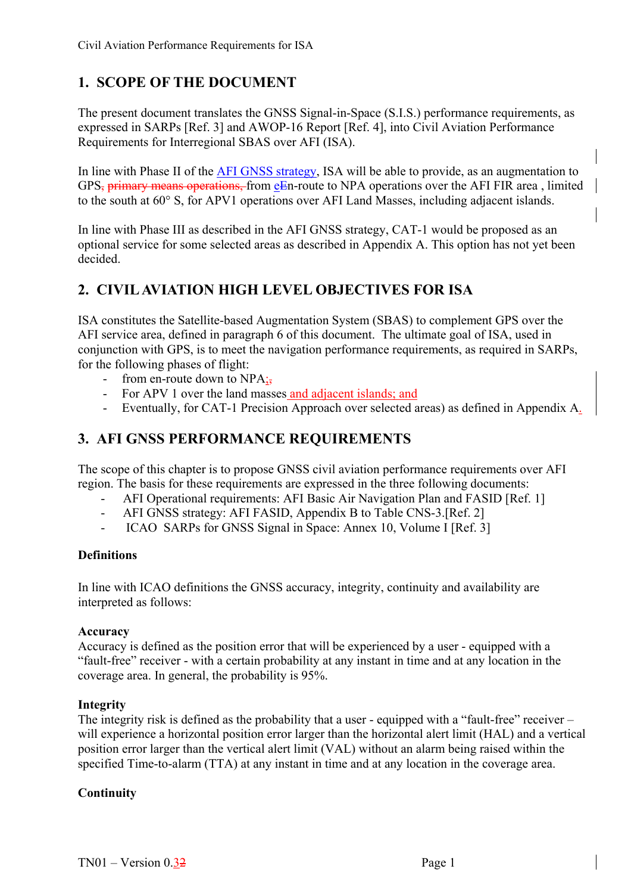## 1. SCOPE OF THE DOCUMENT

The present document translates the GNSS Signal-in-Space (S.I.S.) performance requirements, as expressed in SARPs [Ref. 3] and AWOP-16 Report [Ref. 4], into Civil Aviation Performance Requirements for Interregional SBAS over AFI (ISA).

In line with Phase II of the AFI GNSS strategy, ISA will be able to provide, as an augmentation to GPS, primary means operations, from eEn-route to NPA operations over the AFI FIR area , limited to the south at 60° S, for APV1 operations over AFI Land Masses, including adjacent islands.

In line with Phase III as described in the AFI GNSS strategy, CAT-1 would be proposed as an optional service for some selected areas as described in Appendix A. This option has not yet been decided.

## 2. CIVIL AVIATION HIGH LEVEL OBJECTIVES FOR ISA

ISA constitutes the Satellite-based Augmentation System (SBAS) to complement GPS over the AFI service area, defined in paragraph 6 of this document. The ultimate goal of ISA, used in conjunction with GPS, is to meet the navigation performance requirements, as required in SARPs, for the following phases of flight:

- from en-route down to NPA;,
- For APV 1 over the land masses and adjacent islands; and
- Eventually, for CAT-1 Precision Approach over selected areas) as defined in Appendix A.

## 3. AFI GNSS PERFORMANCE REQUIREMENTS

The scope of this chapter is to propose GNSS civil aviation performance requirements over AFI region. The basis for these requirements are expressed in the three following documents:

- AFI Operational requirements: AFI Basic Air Navigation Plan and FASID [Ref. 1]
- AFI GNSS strategy: AFI FASID, Appendix B to Table CNS-3.[Ref. 2]
- ICAO SARPs for GNSS Signal in Space: Annex 10, Volume I [Ref. 3]

**Definitions**

In line with ICAO definitions the GNSS accuracy, integrity, continuity and availability are interpreted as follows:

**Accuracy**

Accuracy is defined as the position error that will be experienced by a user - equipped with a "fault-free" receiver - with a certain probability at any instant in time and at any location in the coverage area. In general, the probability is 95%.

**Integrity**

The integrity risk is defined as the probability that a user - equipped with a "fault-free" receiver – will experience a horizontal position error larger than the horizontal alert limit (HAL) and a vertical position error larger than the vertical alert limit (VAL) without an alarm being raised within the specified Time-to-alarm (TTA) at any instant in time and at any location in the coverage area.

**Continuity**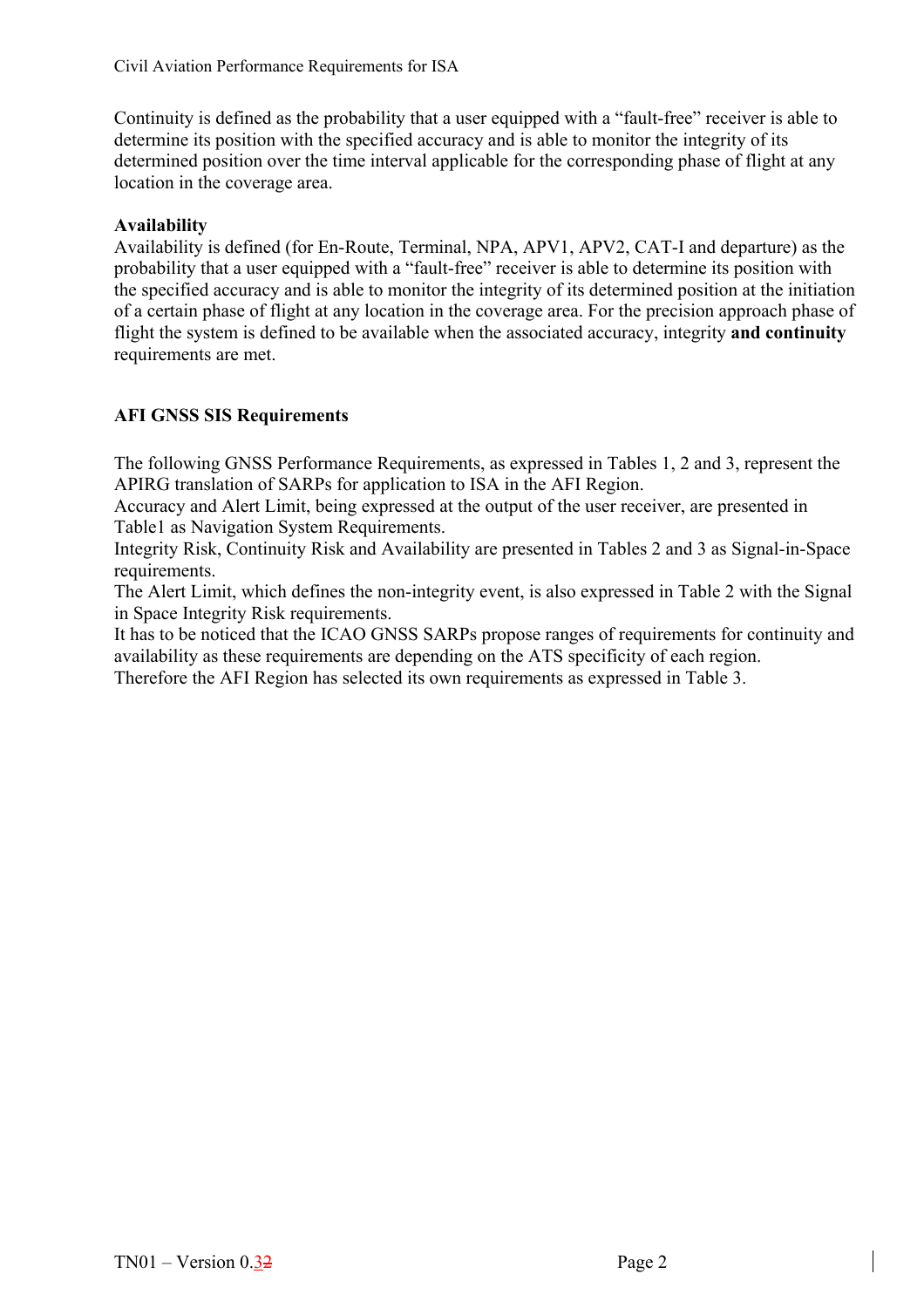Continuity is defined as the probability that a user equipped with a "fault-free" receiver is able to determine its position with the specified accuracy and is able to monitor the integrity of its determined position over the time interval applicable for the corresponding phase of flight at any location in the coverage area.

**Availability**
Availability is defined (for En-Route, Terminal, NPA, APV1, APV2, CAT-I and departure) as the probability that a user equipped with a "fault-free" receiver is able to determine its position with the specified accuracy and is able to monitor the integrity of its determined position at the initiation of a certain phase of flight at any location in the coverage area. For the precision approach phase of flight the system is defined to be available when the associated accuracy, integrity **and continuity** requirements are met.

**AFI GNSS SIS Requirements**

The following GNSS Performance Requirements, as expressed in Tables 1, 2 and 3, represent the APIRG translation of SARPs for application to ISA in the AFI Region.
Accuracy and Alert Limit, being expressed at the output of the user receiver, are presented in Table1 as Navigation System Requirements.
Integrity Risk, Continuity Risk and Availability are presented in Tables 2 and 3 as Signal-in-Space requirements.
The Alert Limit, which defines the non-integrity event, is also expressed in Table 2 with the Signal in Space Integrity Risk requirements.
It has to be noticed that the ICAO GNSS SARPs propose ranges of requirements for continuity and availability as these requirements are depending on the ATS specificity of each region.
Therefore the AFI Region has selected its own requirements as expressed in Table 3.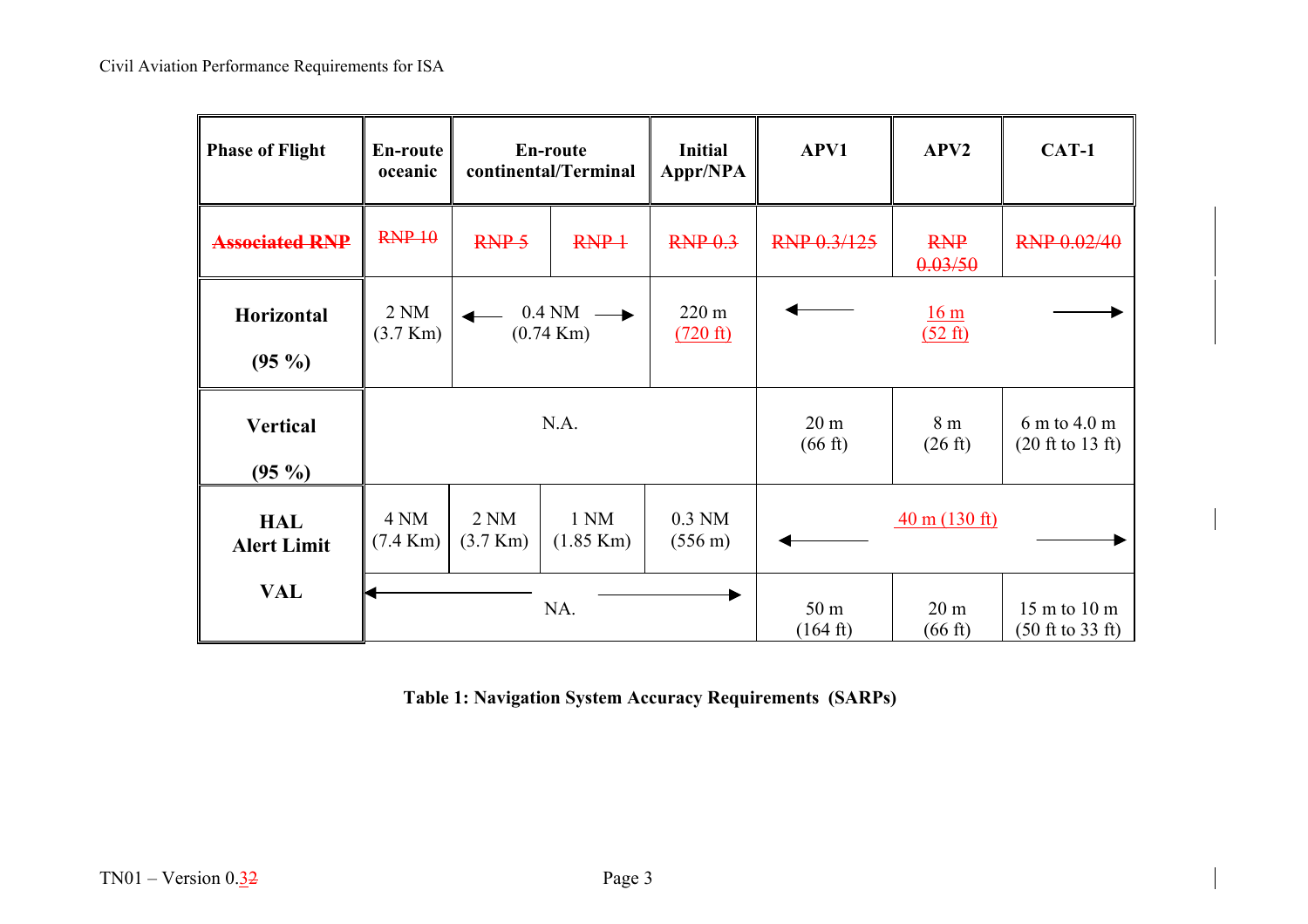| Phase of Flight | En-route oceanic | En-route continental/Terminal | | Initial Appr/NPA | APV1 | APV2 | CAT-1 |
|---|---|---|---|---|---|---|---|
| ~~Associated RNP~~ | ~~RNP 10~~ | ~~RNP 5~~ | ~~RNP 1~~ | ~~RNP 0.3~~ | ~~RNP 0.3/125~~ | ~~RNP 0.03/50~~ | ~~RNP 0.02/40~~ |
| **Horizontal (95 %)** | 2 NM (3.7 Km) | ← 0.4 NM (0.74 Km) → | | 220 m (720 ft) | ← 16 m (52 ft) → | | |
| **Vertical (95 %)** | N.A. | | | | 20 m (66 ft) | 8 m (26 ft) | 6 m to 4.0 m (20 ft to 13 ft) |
| **HAL Alert Limit** | 4 NM (7.4 Km) | 2 NM (3.7 Km) | 1 NM (1.85 Km) | 0.3 NM (556 m) | ← 40 m (130 ft) → | | |
| **VAL** | ← NA. → | | | | 50 m (164 ft) | 20 m (66 ft) | 15 m to 10 m (50 ft to 33 ft) |

**Table 1: Navigation System Accuracy Requirements (SARPs)**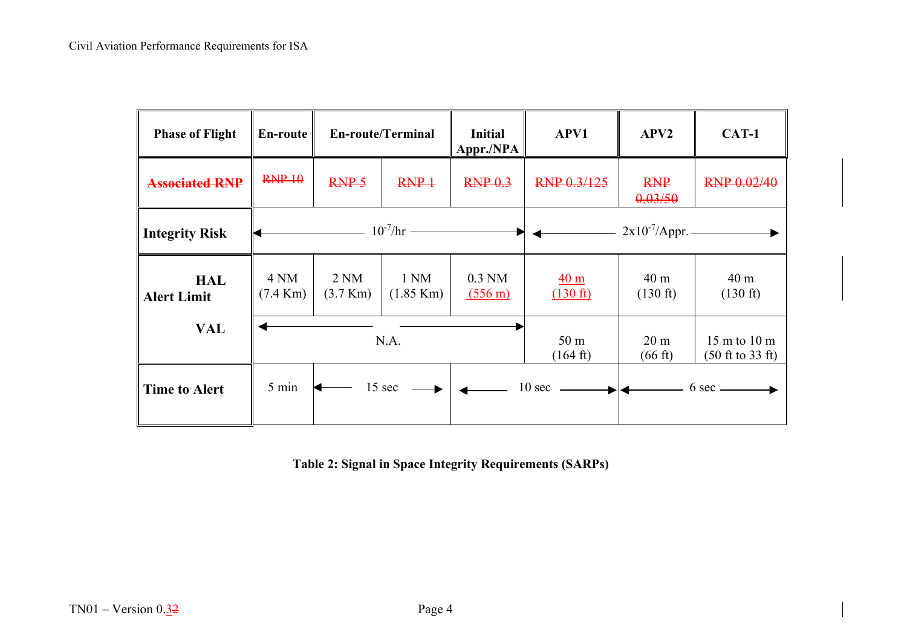| Phase of Flight | En-route | En-route/Terminal | | Initial Appr./NPA | APV1 | APV2 | CAT-1 |
|---|---|---|---|---|---|---|---|
| ~~Associated RNP~~ | ~~RNP 10~~ | ~~RNP 5~~ | ~~RNP 1~~ | ~~RNP 0.3~~ | ~~RNP 0.3/125~~ | ~~RNP 0.03/50~~ | ~~RNP 0.02/40~~ |
| Integrity Risk | $10^{-7}$/hr | | | | $2 \times 10^{-7}$/Appr. | | |
| Alert Limit — HAL | 4 NM (7.4 Km) | 2 NM (3.7 Km) | 1 NM (1.85 Km) | 0.3 NM (556 m) | 40 m (130 ft) | 40 m (130 ft) | 40 m (130 ft) |
| Alert Limit — VAL | N.A. | | | | 50 m (164 ft) | 20 m (66 ft) | 15 m to 10 m (50 ft to 33 ft) |
| Time to Alert | 5 min | 15 sec | | 10 sec | | 6 sec | |

**Table 2: Signal in Space Integrity Requirements (SARPs)**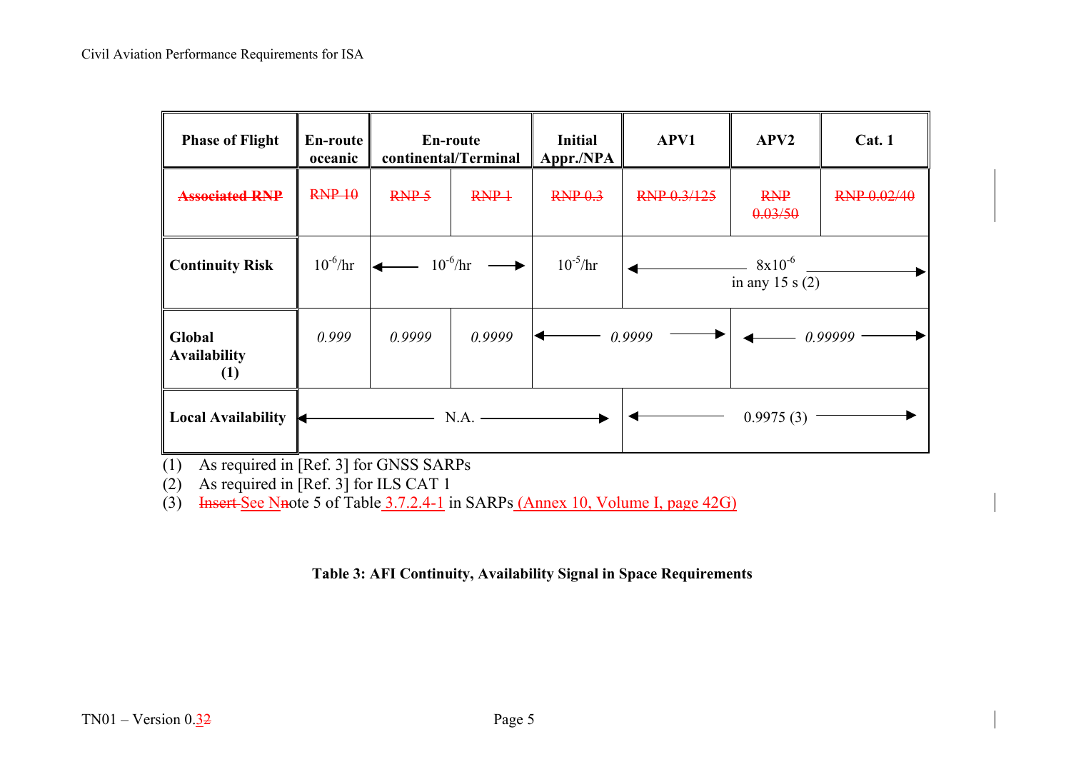| Phase of Flight | En-route oceanic | En-route continental/Terminal | | Initial Appr./NPA | APV1 | APV2 | Cat. 1 |
|---|---|---|---|---|---|---|---|
| ~~Associated RNP~~ | ~~RNP 10~~ | ~~RNP 5~~ | ~~RNP 1~~ | ~~RNP 0.3~~ | ~~RNP 0.3/125~~ | ~~RNP 0.03/50~~ | ~~RNP 0.02/40~~ |
| **Continuity Risk** | $10^{-6}$/hr | ← $10^{-6}$/hr → | | $10^{-5}$/hr | ← $8 \times 10^{-6}$ in any 15 s (2) → | | |
| **Global Availability (1)** | *0.999* | *0.9999* | *0.9999* | ← *0.9999* → | | ← *0.99999* → | |
| **Local Availability** | ← N.A. → | | | | ← 0.9975 (3) → | | |

(1) As required in [Ref. 3] for GNSS SARPs
(2) As required in [Ref. 3] for ILS CAT 1
(3) ~~Insert~~ See ~~N~~note 5 of Table 3.7.2.4-1 in SARPs (Annex 10, Volume I, page 42G)

**Table 3: AFI Continuity, Availability Signal in Space Requirements**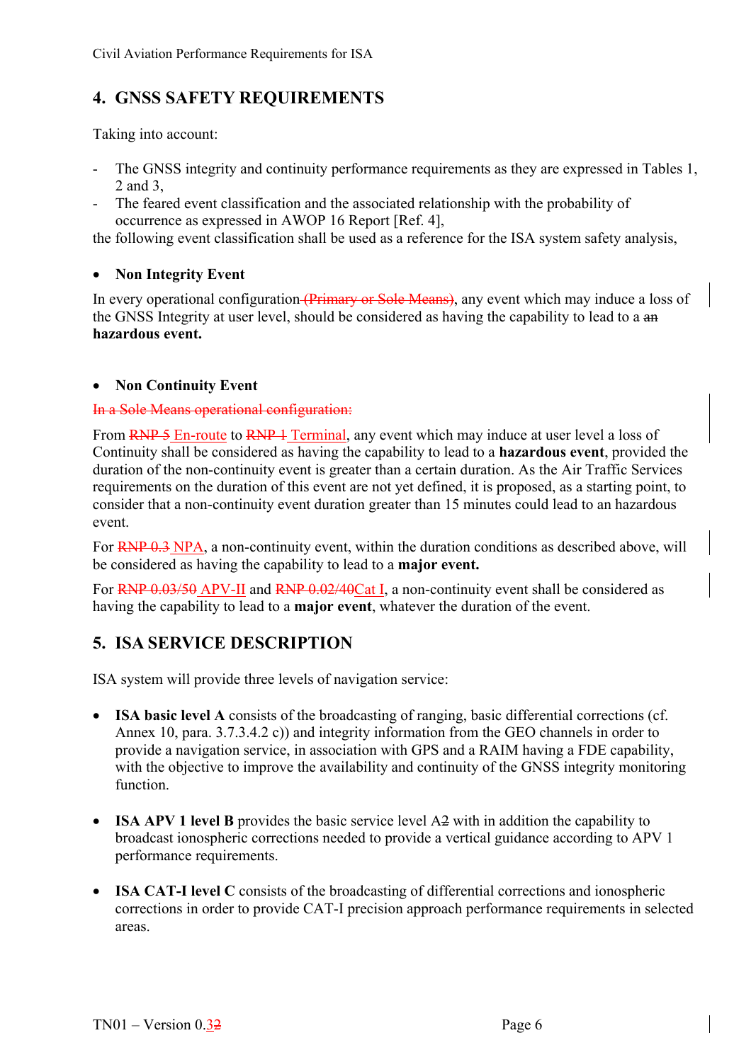## 4. GNSS SAFETY REQUIREMENTS

Taking into account:

- The GNSS integrity and continuity performance requirements as they are expressed in Tables 1, 2 and 3,
- The feared event classification and the associated relationship with the probability of occurrence as expressed in AWOP 16 Report [Ref. 4],

the following event classification shall be used as a reference for the ISA system safety analysis,

- **Non Integrity Event**

In every operational configuration ~~(Primary or Sole Means)~~, any event which may induce a loss of the GNSS Integrity at user level, should be considered as having the capability to lead to a ~~an~~ **hazardous event.**

- **Non Continuity Event**

~~In a Sole Means operational configuration:~~

From ~~RNP 5~~ En-route to ~~RNP 1~~ Terminal, any event which may induce at user level a loss of Continuity shall be considered as having the capability to lead to a **hazardous event**, provided the duration of the non-continuity event is greater than a certain duration. As the Air Traffic Services requirements on the duration of this event are not yet defined, it is proposed, as a starting point, to consider that a non-continuity event duration greater than 15 minutes could lead to an hazardous event.

For ~~RNP 0.3~~ NPA, a non-continuity event, within the duration conditions as described above, will be considered as having the capability to lead to a **major event.**

For ~~RNP 0.03/50~~ APV-II and ~~RNP 0.02/40~~Cat I, a non-continuity event shall be considered as having the capability to lead to a **major event**, whatever the duration of the event.

## 5. ISA SERVICE DESCRIPTION

ISA system will provide three levels of navigation service:

- **ISA basic level A** consists of the broadcasting of ranging, basic differential corrections (cf. Annex 10, para. 3.7.3.4.2 c)) and integrity information from the GEO channels in order to provide a navigation service, in association with GPS and a RAIM having a FDE capability, with the objective to improve the availability and continuity of the GNSS integrity monitoring function.

- **ISA APV 1 level B** provides the basic service level A~~2~~ with in addition the capability to broadcast ionospheric corrections needed to provide a vertical guidance according to APV 1 performance requirements.

- **ISA CAT-I level C** consists of the broadcasting of differential corrections and ionospheric corrections in order to provide CAT-I precision approach performance requirements in selected areas.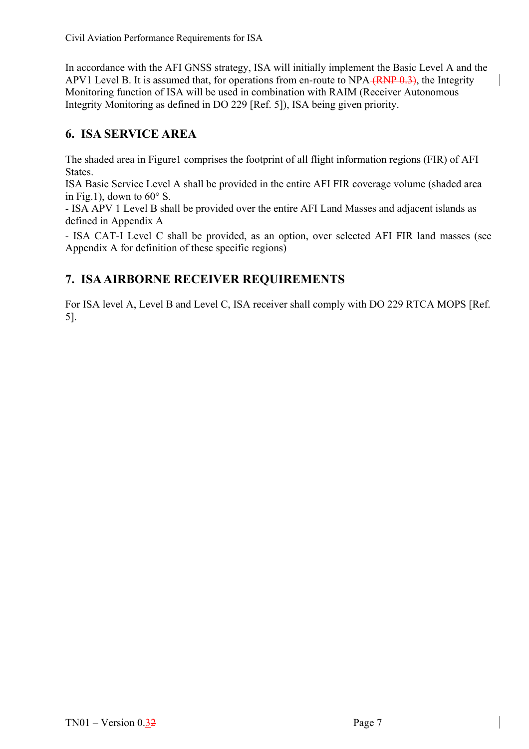In accordance with the AFI GNSS strategy, ISA will initially implement the Basic Level A and the APV1 Level B. It is assumed that, for operations from en-route to NPA (RNP 0.3), the Integrity Monitoring function of ISA will be used in combination with RAIM (Receiver Autonomous Integrity Monitoring as defined in DO 229 [Ref. 5]), ISA being given priority.

## 6. ISA SERVICE AREA

The shaded area in Figure1 comprises the footprint of all flight information regions (FIR) of AFI States.
ISA Basic Service Level A shall be provided in the entire AFI FIR coverage volume (shaded area in Fig.1), down to 60° S.

- ISA APV 1 Level B shall be provided over the entire AFI Land Masses and adjacent islands as defined in Appendix A
- ISA CAT-I Level C shall be provided, as an option, over selected AFI FIR land masses (see Appendix A for definition of these specific regions)

## 7. ISA AIRBORNE RECEIVER REQUIREMENTS

For ISA level A, Level B and Level C, ISA receiver shall comply with DO 229 RTCA MOPS [Ref. 5].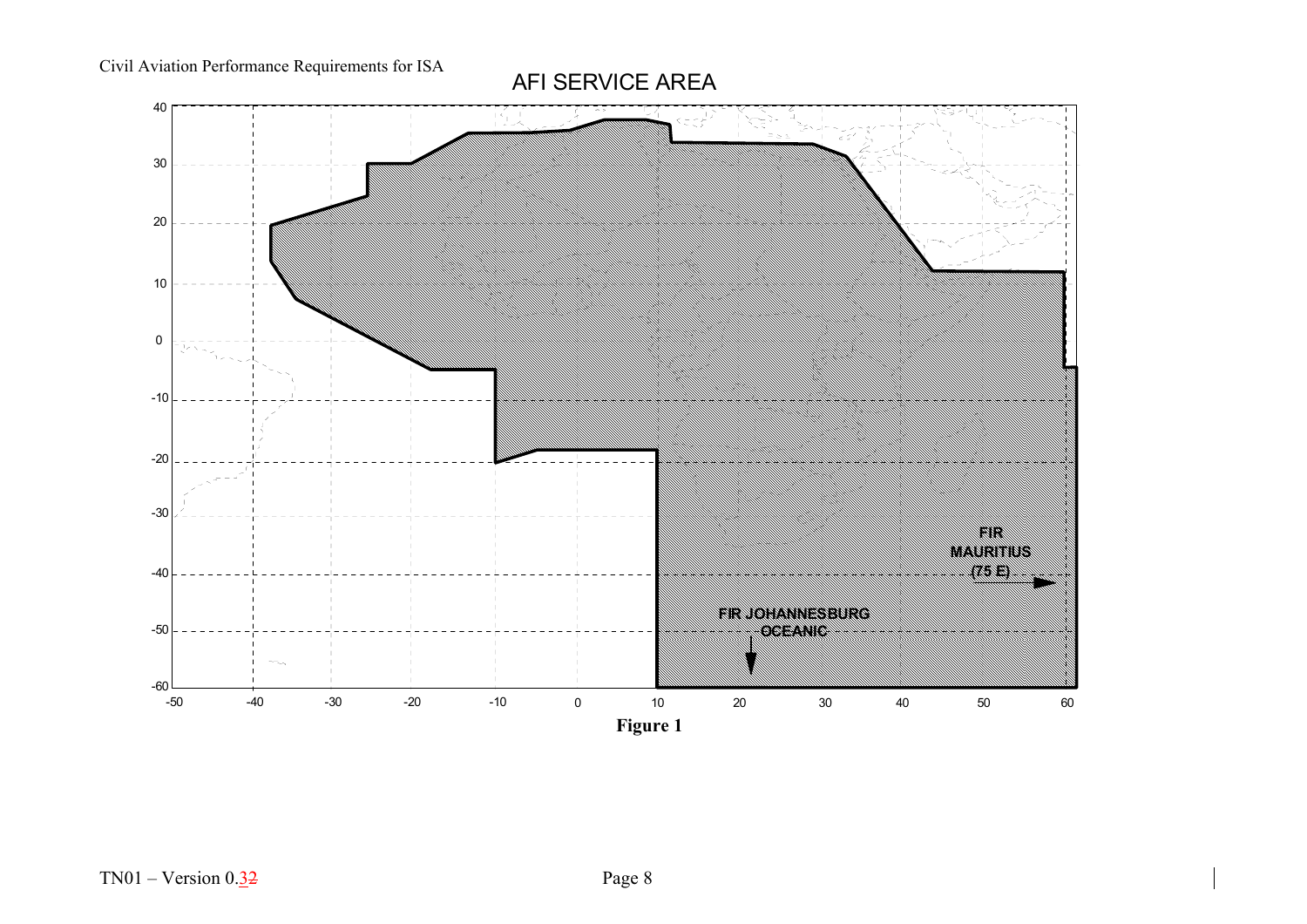AFI SERVICE AREA

FIR MAURITIUS (75 E)

FIR JOHANNESBURG OCEANIC

**Figure 1**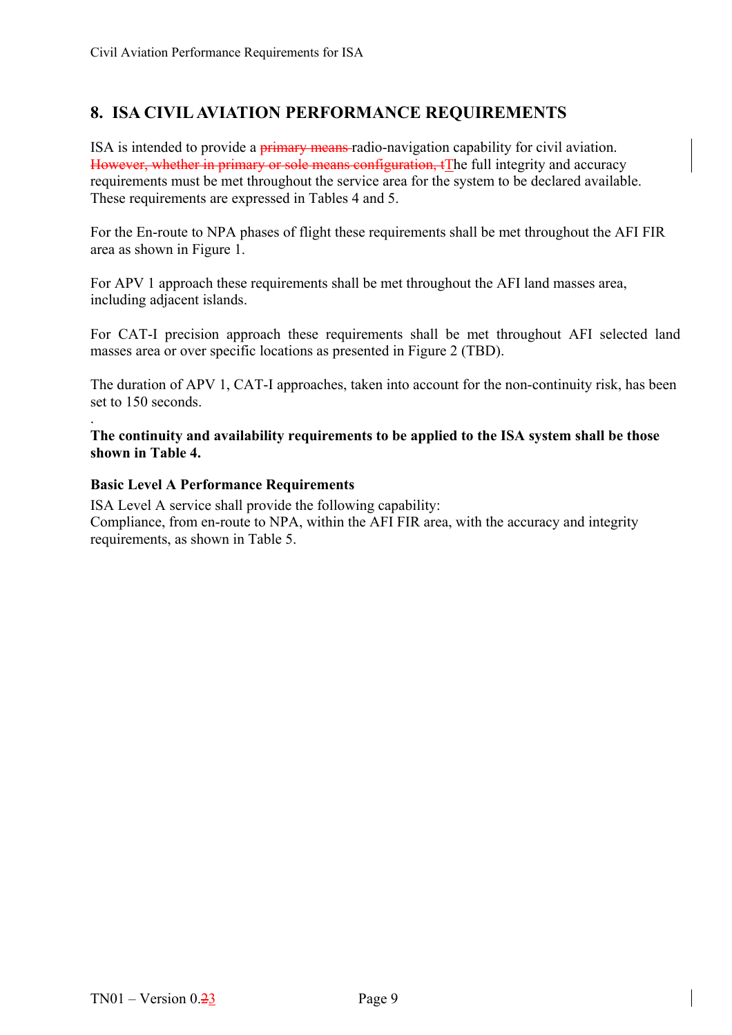## 8. ISA CIVIL AVIATION PERFORMANCE REQUIREMENTS

ISA is intended to provide a ~~primary means~~ radio-navigation capability for civil aviation. ~~However, whether in primary or sole means configuration, t~~The full integrity and accuracy requirements must be met throughout the service area for the system to be declared available. These requirements are expressed in Tables 4 and 5.

For the En-route to NPA phases of flight these requirements shall be met throughout the AFI FIR area as shown in Figure 1.

For APV 1 approach these requirements shall be met throughout the AFI land masses area, including adjacent islands.

For CAT-I precision approach these requirements shall be met throughout AFI selected land masses area or over specific locations as presented in Figure 2 (TBD).

The duration of APV 1, CAT-I approaches, taken into account for the non-continuity risk, has been set to 150 seconds.

.

**The continuity and availability requirements to be applied to the ISA system shall be those shown in Table 4.**

**Basic Level A Performance Requirements**

ISA Level A service shall provide the following capability:
Compliance, from en-route to NPA, within the AFI FIR area, with the accuracy and integrity requirements, as shown in Table 5.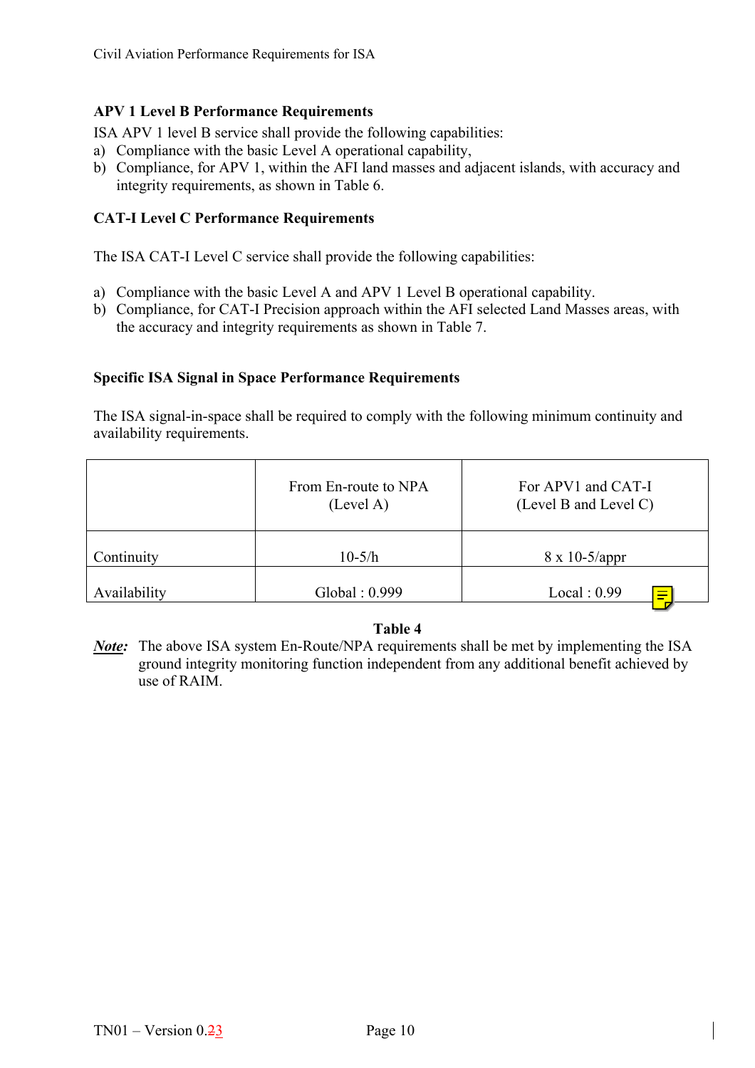**APV 1 Level B Performance Requirements**

ISA APV 1 level B service shall provide the following capabilities:

a) Compliance with the basic Level A operational capability,
b) Compliance, for APV 1, within the AFI land masses and adjacent islands, with accuracy and integrity requirements, as shown in Table 6.

**CAT-I Level C Performance Requirements**

The ISA CAT-I Level C service shall provide the following capabilities:

a) Compliance with the basic Level A and APV 1 Level B operational capability.
b) Compliance, for CAT-I Precision approach within the AFI selected Land Masses areas, with the accuracy and integrity requirements as shown in Table 7.

**Specific ISA Signal in Space Performance Requirements**

The ISA signal-in-space shall be required to comply with the following minimum continuity and availability requirements.

| | From En-route to NPA (Level A) | For APV1 and CAT-I (Level B and Level C) |
|---|---|---|
| Continuity | 10-5/h | 8 x 10-5/appr |
| Availability | Global : 0.999 | Local : 0.99 |

**Table 4**

***Note:*** The above ISA system En-Route/NPA requirements shall be met by implementing the ISA ground integrity monitoring function independent from any additional benefit achieved by use of RAIM.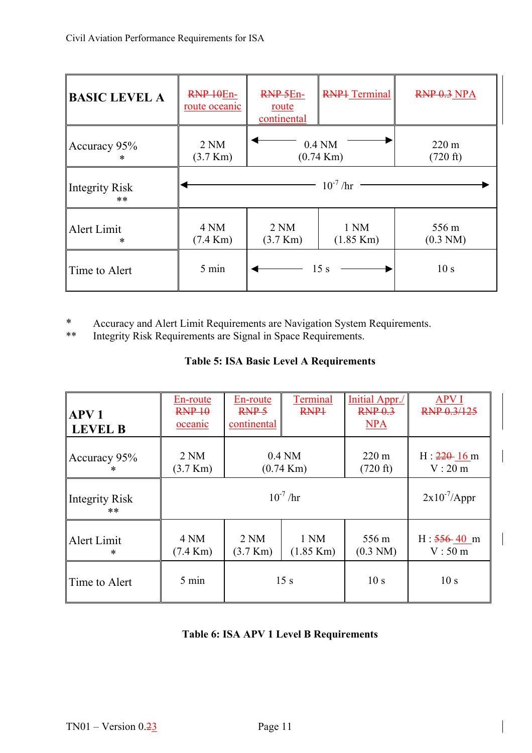| BASIC LEVEL A | RNP 10En-route oceanic | RNP 5En-route continental | RNP1 Terminal | RNP 0.3 NPA |
|---|---|---|---|---|
| Accuracy 95% * | 2 NM (3.7 Km) | ← 0.4 NM (0.74 Km) → | | 220 m (720 ft) |
| Integrity Risk ** | ← $10^{-7}$ /hr → | | | |
| Alert Limit * | 4 NM (7.4 Km) | 2 NM (3.7 Km) | 1 NM (1.85 Km) | 556 m (0.3 NM) |
| Time to Alert | 5 min | ← 15 s → | | 10 s |

\* Accuracy and Alert Limit Requirements are Navigation System Requirements.
\*\* Integrity Risk Requirements are Signal in Space Requirements.

**Table 5: ISA Basic Level A Requirements**

| APV 1 LEVEL B | En-route RNP 10 oceanic | En-route RNP 5 continental | Terminal RNP1 | Initial Appr./ RNP 0.3 NPA | APV I RNP 0.3/125 |
|---|---|---|---|---|---|
| Accuracy 95% * | 2 NM (3.7 Km) | 0.4 NM (0.74 Km) | | 220 m (720 ft) | H : 220 16 m V : 20 m |
| Integrity Risk ** | $10^{-7}$ /hr | | | | $2x10^{-7}$/Appr |
| Alert Limit * | 4 NM (7.4 Km) | 2 NM (3.7 Km) | 1 NM (1.85 Km) | 556 m (0.3 NM) | H : 556 40 m V : 50 m |
| Time to Alert | 5 min | 15 s | | 10 s | 10 s |

**Table 6: ISA APV 1 Level B Requirements**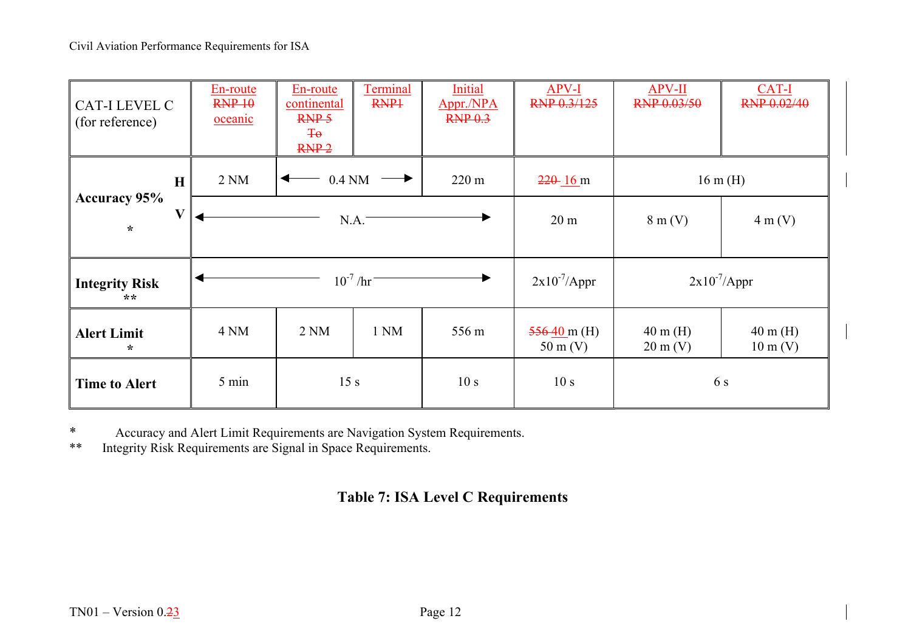| CAT-I LEVEL C (for reference) | | En-route ~~RNP 10~~ oceanic | En-route continental ~~RNP 5 To RNP 2~~ | Terminal ~~RNP1~~ | Initial Appr./NPA ~~RNP 0.3~~ | APV-I ~~RNP 0.3/125~~ | APV-II ~~RNP 0.03/50~~ | CAT-I ~~RNP 0.02/40~~ |
|---|---|---|---|---|---|---|---|---|
| Accuracy 95% * | H | 2 NM | ← 0.4 NM → | | 220 m | ~~220~~ 16 m | 16 m (H) | |
| | V | ← N.A. → | | | | 20 m | 8 m (V) | 4 m (V) |
| Integrity Risk ** | | ← $10^{-7}$ /hr → | | | | $2x10^{-7}$/Appr | $2x10^{-7}$/Appr | |
| Alert Limit * | | 4 NM | 2 NM | 1 NM | 556 m | ~~556~~ 40 m (H) 50 m (V) | 40 m (H) 20 m (V) | 40 m (H) 10 m (V) |
| Time to Alert | | 5 min | 15 s | | 10 s | 10 s | 6 s | |

\* Accuracy and Alert Limit Requirements are Navigation System Requirements.

\*\* Integrity Risk Requirements are Signal in Space Requirements.

**Table 7: ISA Level C Requirements**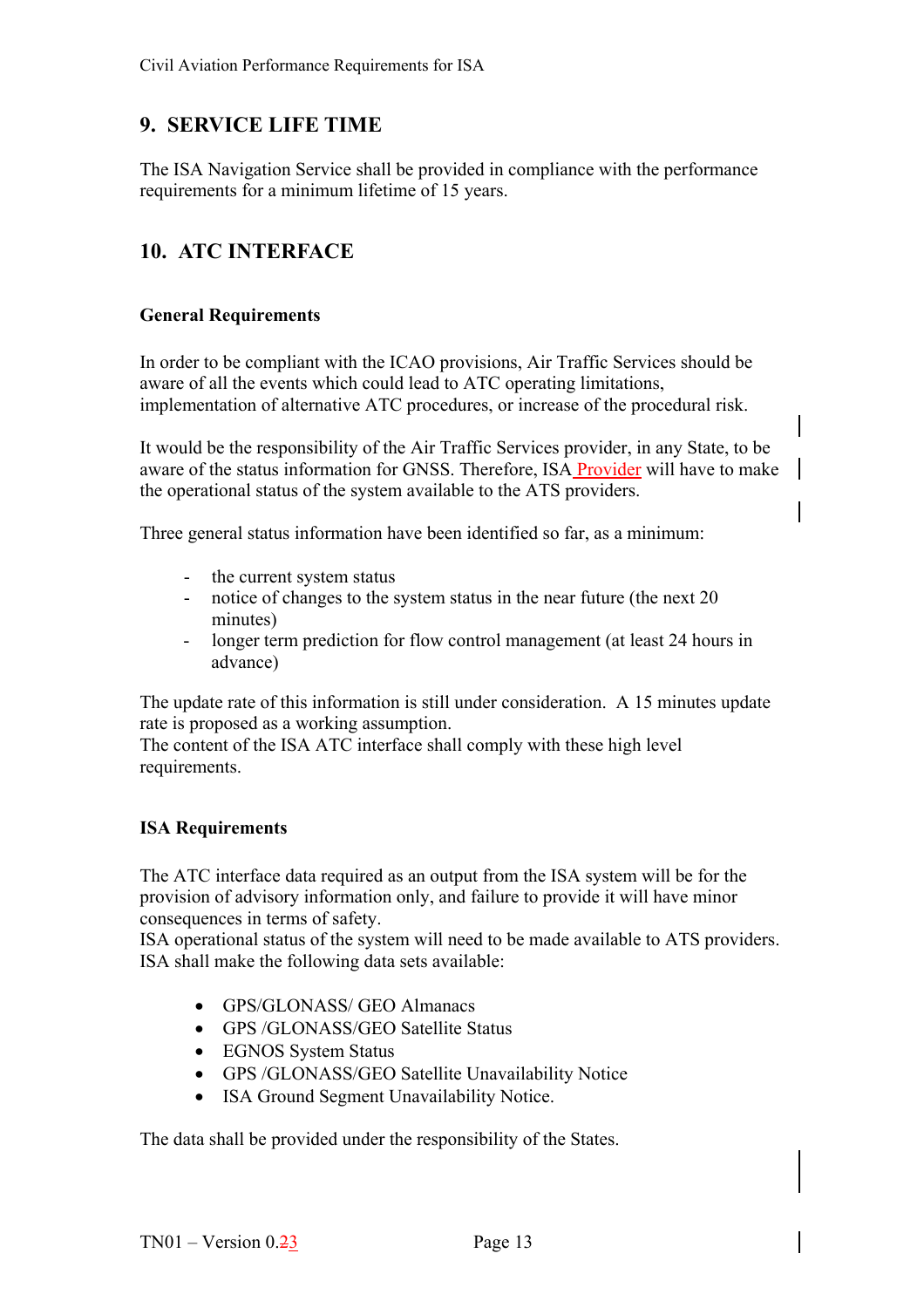## 9. SERVICE LIFE TIME

The ISA Navigation Service shall be provided in compliance with the performance requirements for a minimum lifetime of 15 years.

## 10. ATC INTERFACE

### General Requirements

In order to be compliant with the ICAO provisions, Air Traffic Services should be aware of all the events which could lead to ATC operating limitations, implementation of alternative ATC procedures, or increase of the procedural risk.

It would be the responsibility of the Air Traffic Services provider, in any State, to be aware of the status information for GNSS. Therefore, ISA Provider will have to make the operational status of the system available to the ATS providers.

Three general status information have been identified so far, as a minimum:

- the current system status
- notice of changes to the system status in the near future (the next 20 minutes)
- longer term prediction for flow control management (at least 24 hours in advance)

The update rate of this information is still under consideration. A 15 minutes update rate is proposed as a working assumption.
The content of the ISA ATC interface shall comply with these high level requirements.

### ISA Requirements

The ATC interface data required as an output from the ISA system will be for the provision of advisory information only, and failure to provide it will have minor consequences in terms of safety.
ISA operational status of the system will need to be made available to ATS providers.
ISA shall make the following data sets available:

- GPS/GLONASS/ GEO Almanacs
- GPS /GLONASS/GEO Satellite Status
- EGNOS System Status
- GPS /GLONASS/GEO Satellite Unavailability Notice
- ISA Ground Segment Unavailability Notice.

The data shall be provided under the responsibility of the States.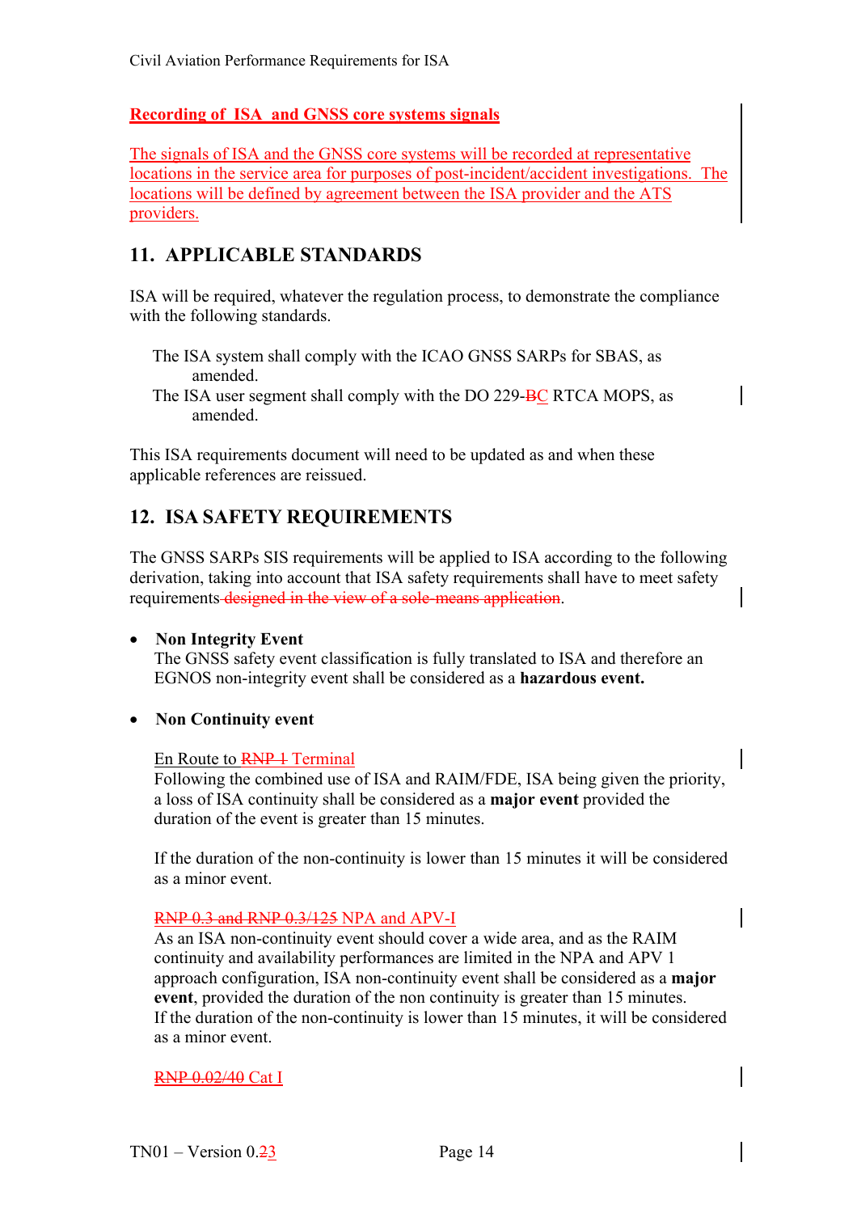**Recording of ISA and GNSS core systems signals**

The signals of ISA and the GNSS core systems will be recorded at representative locations in the service area for purposes of post-incident/accident investigations. The locations will be defined by agreement between the ISA provider and the ATS providers.

## 11. APPLICABLE STANDARDS

ISA will be required, whatever the regulation process, to demonstrate the compliance with the following standards.

The ISA system shall comply with the ICAO GNSS SARPs for SBAS, as amended.
The ISA user segment shall comply with the DO 229-~~B~~C RTCA MOPS, as amended.

This ISA requirements document will need to be updated as and when these applicable references are reissued.

## 12. ISA SAFETY REQUIREMENTS

The GNSS SARPs SIS requirements will be applied to ISA according to the following derivation, taking into account that ISA safety requirements shall have to meet safety requirements ~~designed in the view of a sole-means application~~.

- **Non Integrity Event**
  The GNSS safety event classification is fully translated to ISA and therefore an EGNOS non-integrity event shall be considered as a **hazardous event.**

- **Non Continuity event**

  En Route to ~~RNP 1~~ Terminal
  Following the combined use of ISA and RAIM/FDE, ISA being given the priority, a loss of ISA continuity shall be considered as a **major event** provided the duration of the event is greater than 15 minutes.

  If the duration of the non-continuity is lower than 15 minutes it will be considered as a minor event.

  ~~RNP 0.3 and RNP 0.3/125~~ NPA and APV-I
  As an ISA non-continuity event should cover a wide area, and as the RAIM continuity and availability performances are limited in the NPA and APV 1 approach configuration, ISA non-continuity event shall be considered as a **major event**, provided the duration of the non continuity is greater than 15 minutes.
  If the duration of the non-continuity is lower than 15 minutes, it will be considered as a minor event.

  ~~RNP 0.02/40~~ Cat I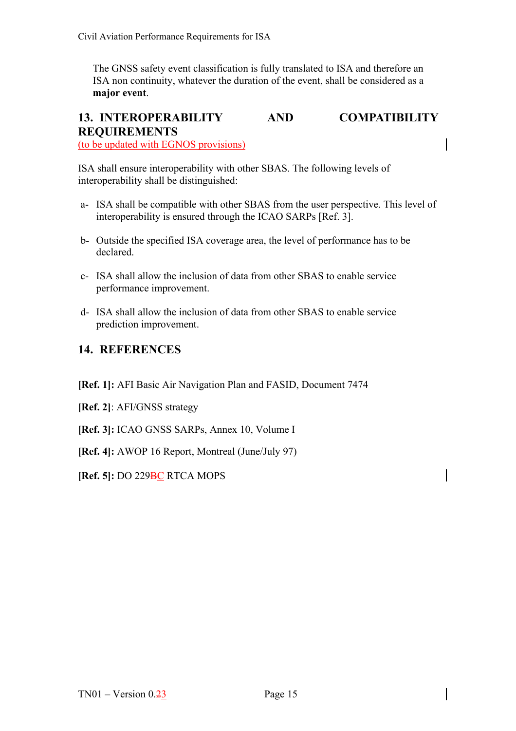The GNSS safety event classification is fully translated to ISA and therefore an ISA non continuity, whatever the duration of the event, shall be considered as a **major event**.

## 13. INTEROPERABILITY AND COMPATIBILITY REQUIREMENTS

(to be updated with EGNOS provisions)

ISA shall ensure interoperability with other SBAS. The following levels of interoperability shall be distinguished:

a- ISA shall be compatible with other SBAS from the user perspective. This level of interoperability is ensured through the ICAO SARPs [Ref. 3].

b- Outside the specified ISA coverage area, the level of performance has to be declared.

c- ISA shall allow the inclusion of data from other SBAS to enable service performance improvement.

d- ISA shall allow the inclusion of data from other SBAS to enable service prediction improvement.

## 14. REFERENCES

**[Ref. 1]:** AFI Basic Air Navigation Plan and FASID, Document 7474

**[Ref. 2]**: AFI/GNSS strategy

**[Ref. 3]:** ICAO GNSS SARPs, Annex 10, Volume I

**[Ref. 4]:** AWOP 16 Report, Montreal (June/July 97)

**[Ref. 5]:** DO 229~~B~~C RTCA MOPS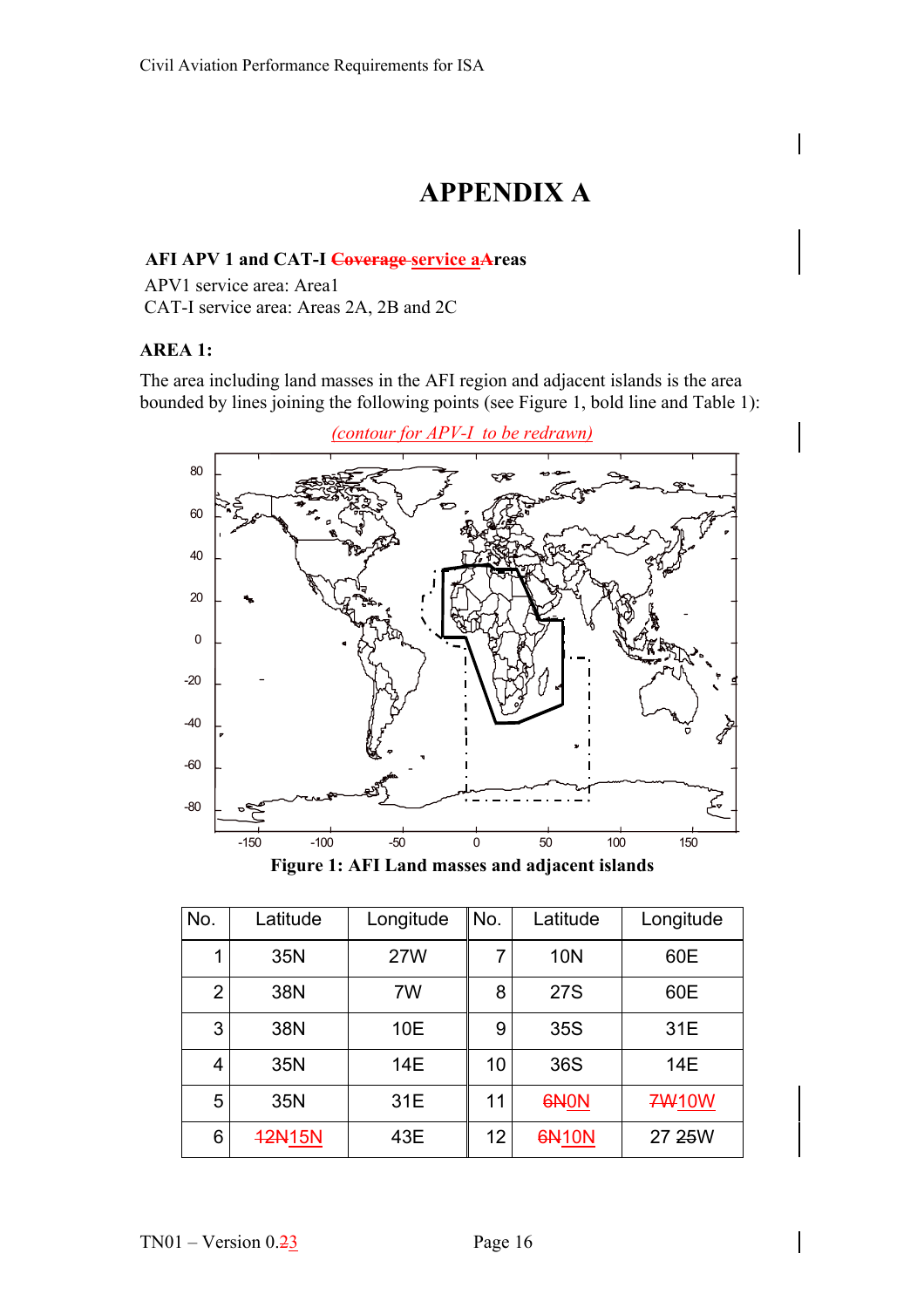# APPENDIX A

**AFI APV 1 and CAT-I ~~Coverage~~ service aAreas**

APV1 service area: Area1

CAT-I service area: Areas 2A, 2B and 2C

**AREA 1:**

The area including land masses in the AFI region and adjacent islands is the area bounded by lines joining the following points (see Figure 1, bold line and Table 1):

*(contour for APV-I to be redrawn)*

**Figure 1: AFI Land masses and adjacent islands**

| No. | Latitude | Longitude | No. | Latitude | Longitude |
|---|---|---|---|---|---|
| 1 | 35N | 27W | 7 | 10N | 60E |
| 2 | 38N | 7W | 8 | 27S | 60E |
| 3 | 38N | 10E | 9 | 35S | 31E |
| 4 | 35N | 14E | 10 | 36S | 14E |
| 5 | 35N | 31E | 11 | ~~6N~~0N | ~~7W~~10W |
| 6 | ~~12N~~15N | 43E | 12 | ~~6N~~10N | 27 ~~25~~W |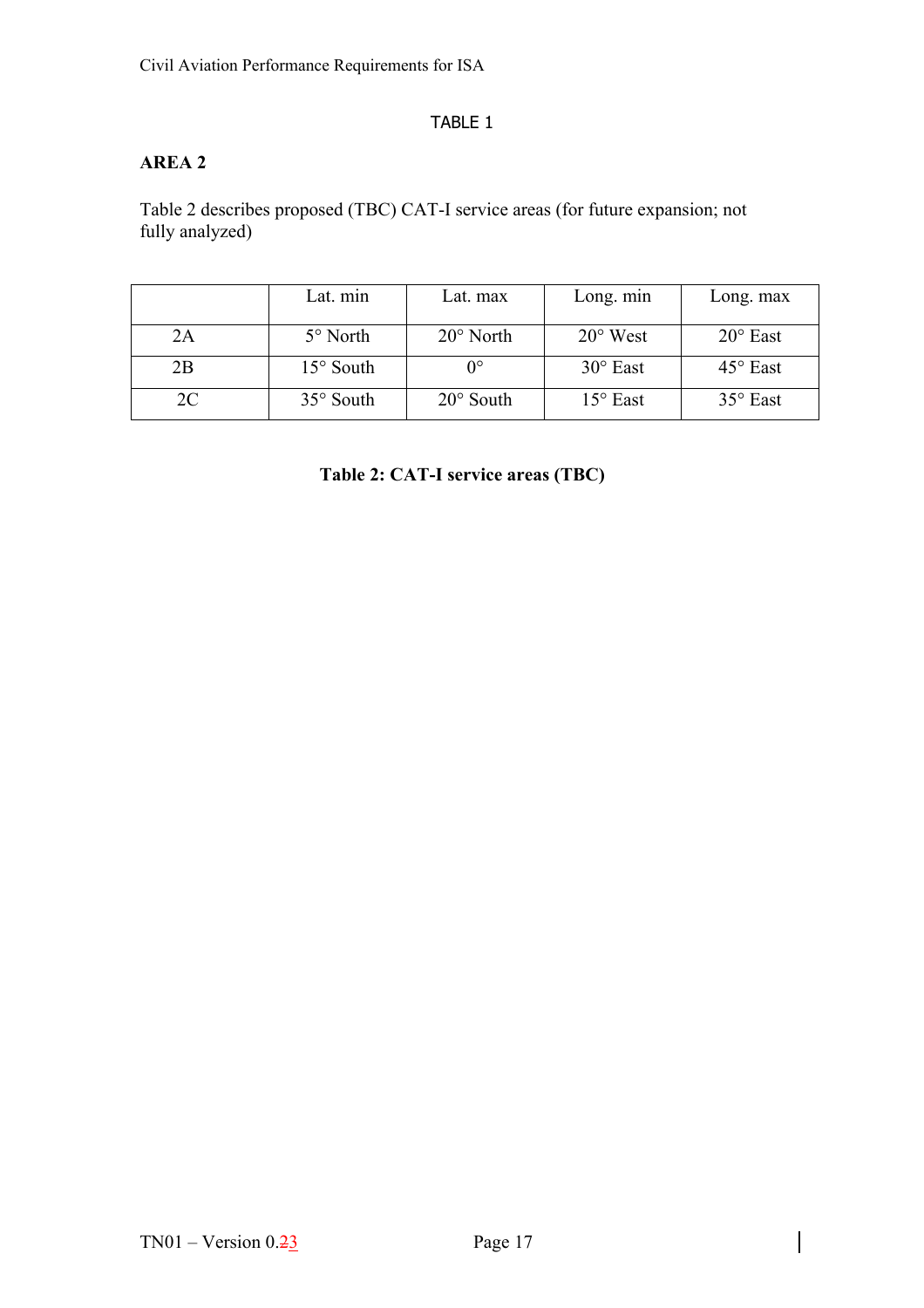TABLE 1

**AREA 2**

Table 2 describes proposed (TBC) CAT-I service areas (for future expansion; not fully analyzed)

| | Lat. min | Lat. max | Long. min | Long. max |
|---|---|---|---|---|
| 2A | 5° North | 20° North | 20° West | 20° East |
| 2B | 15° South | 0° | 30° East | 45° East |
| 2C | 35° South | 20° South | 15° East | 35° East |

**Table 2: CAT-I service areas (TBC)**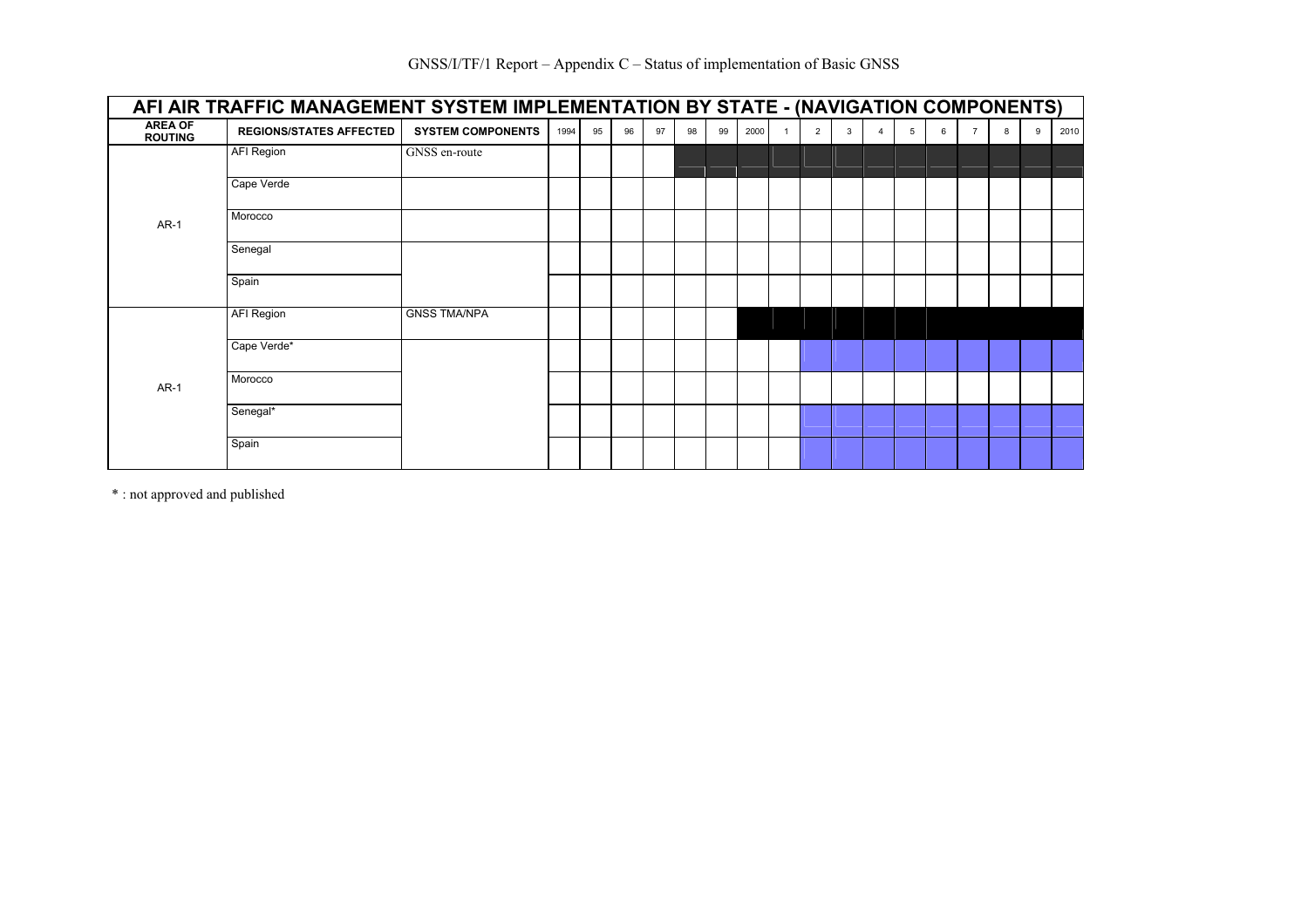GNSS/I/TF/1 Report – Appendix C – Status of implementation of Basic GNSS

| AFI AIR TRAFFIC MANAGEMENT SYSTEM IMPLEMENTATION BY STATE - (NAVIGATION COMPONENTS) | | | | | | | | | | | | | | | | | | | | |
|---|---|---|---|---|---|---|---|---|---|---|---|---|---|---|---|---|---|---|---|---|
| AREA OF ROUTING | REGIONS/STATES AFFECTED | SYSTEM COMPONENTS | 1994 | 95 | 96 | 97 | 98 | 99 | 2000 | 1 | 2 | 3 | 4 | 5 | 6 | 7 | 8 | 9 | 2010 |
| AR-1 | AFI Region | GNSS en-route | | | | | | | | | | | | | | | | | |
| | Cape Verde | | | | | | | | | | | | | | | | | | |
| | Morocco | | | | | | | | | | | | | | | | | | |
| | Senegal | | | | | | | | | | | | | | | | | | |
| | Spain | | | | | | | | | | | | | | | | | | |
| AR-1 | AFI Region | GNSS TMA/NPA | | | | | | | | | | | | | | | | | |
| | Cape Verde* | | | | | | | | | | | | | | | | | | |
| | Morocco | | | | | | | | | | | | | | | | | | |
| | Senegal* | | | | | | | | | | | | | | | | | | |
| | Spain | | | | | | | | | | | | | | | | | | |

\* : not approved and published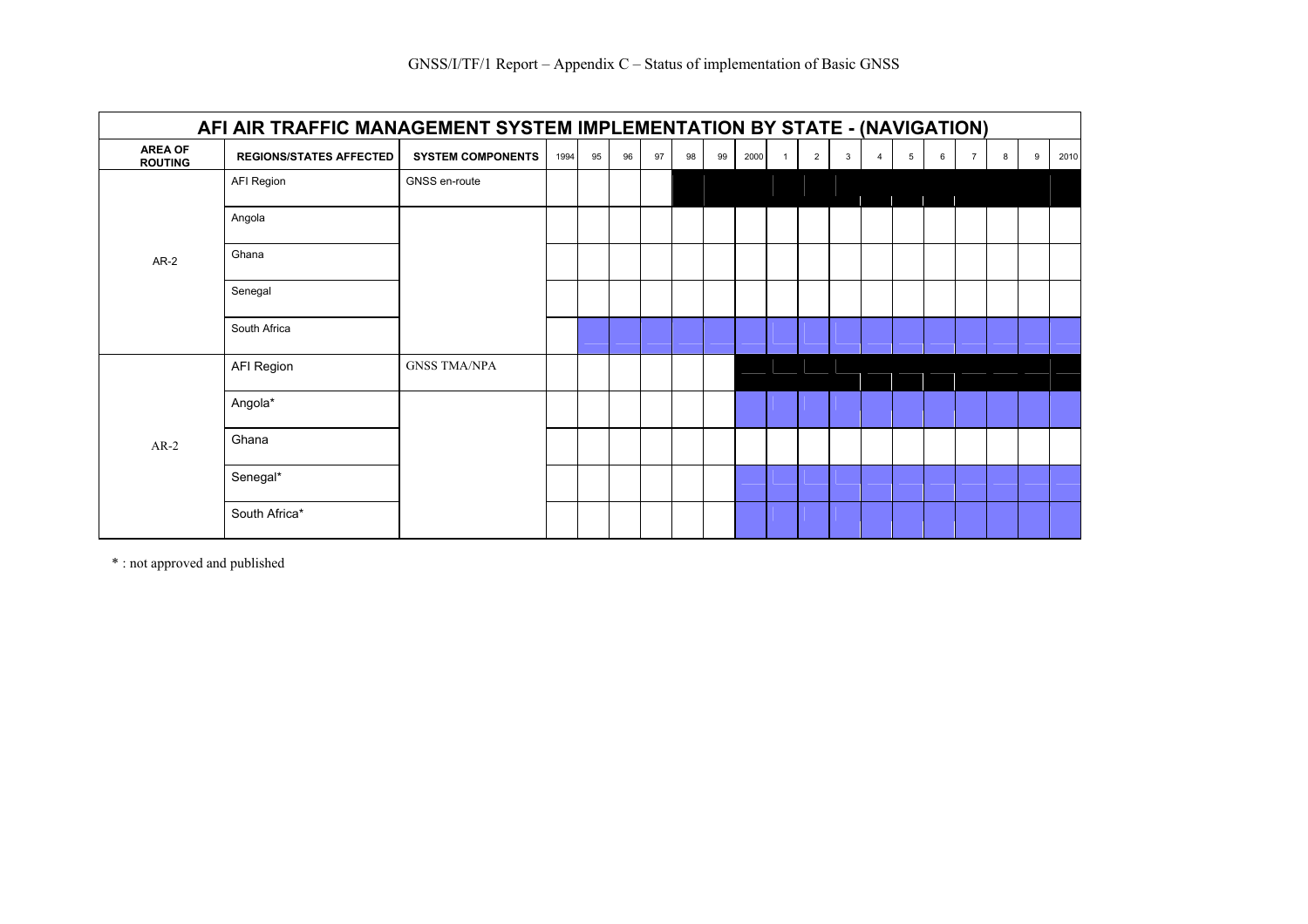# AFI AIR TRAFFIC MANAGEMENT SYSTEM IMPLEMENTATION BY STATE - (NAVIGATION)

| AREA OF ROUTING | REGIONS/STATES AFFECTED | SYSTEM COMPONENTS | 1994 | 95 | 96 | 97 | 98 | 99 | 2000 | 1 | 2 | 3 | 4 | 5 | 6 | 7 | 8 | 9 | 2010 |
|---|---|---|---|---|---|---|---|---|---|---|---|---|---|---|---|---|---|---|---|
| AR-2 | AFI Region | GNSS en-route | | | | | | | | | | | | | | | | | |
| | Angola | | | | | | | | | | | | | | | | | | |
| | Ghana | | | | | | | | | | | | | | | | | | |
| | Senegal | | | | | | | | | | | | | | | | | | |
| | South Africa | | | | | | | | | | | | | | | | | | |
| AR-2 | AFI Region | GNSS TMA/NPA | | | | | | | | | | | | | | | | | |
| | Angola* | | | | | | | | | | | | | | | | | | |
| | Ghana | | | | | | | | | | | | | | | | | | |
| | Senegal* | | | | | | | | | | | | | | | | | | |
| | South Africa* | | | | | | | | | | | | | | | | | | |

* : not approved and published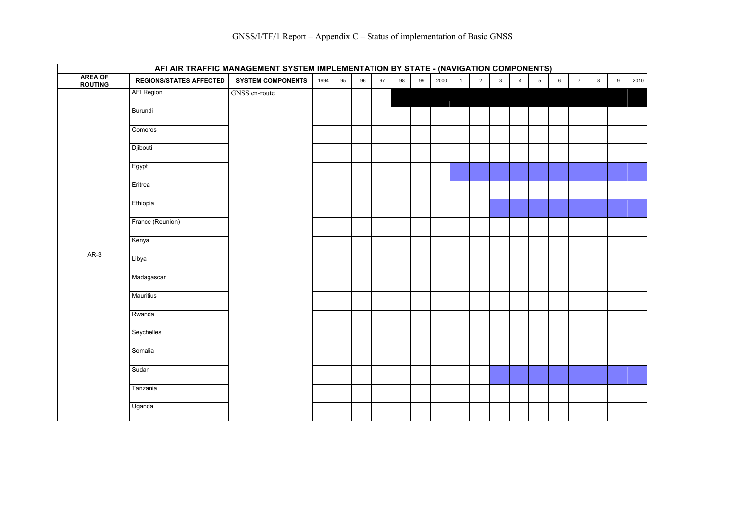GNSS/I/TF/1 Report – Appendix C – Status of implementation of Basic GNSS

| AFI AIR TRAFFIC MANAGEMENT SYSTEM IMPLEMENTATION BY STATE - (NAVIGATION COMPONENTS) | | | | | | | | | | | | | | | | | | | |
|---|---|---|---|---|---|---|---|---|---|---|---|---|---|---|---|---|---|---|---|
| **AREA OF ROUTING** | **REGIONS/STATES AFFECTED** | **SYSTEM COMPONENTS** | 1994 | 95 | 96 | 97 | 98 | 99 | 2000 | 1 | 2 | 3 | 4 | 5 | 6 | 7 | 8 | 9 | 2010 |
| AR-3 | AFI Region | GNSS en-route | | | | | | | | | | | | | | | | | |
| | Burundi | | | | | | | | | | | | | | | | | | |
| | Comoros | | | | | | | | | | | | | | | | | | |
| | Djibouti | | | | | | | | | | | | | | | | | | |
| | Egypt | | | | | | | | | | | | | | | | | | |
| | Eritrea | | | | | | | | | | | | | | | | | | |
| | Ethiopia | | | | | | | | | | | | | | | | | | |
| | France (Reunion) | | | | | | | | | | | | | | | | | | |
| | Kenya | | | | | | | | | | | | | | | | | | |
| | Libya | | | | | | | | | | | | | | | | | | |
| | Madagascar | | | | | | | | | | | | | | | | | | |
| | Mauritius | | | | | | | | | | | | | | | | | | |
| | Rwanda | | | | | | | | | | | | | | | | | | |
| | Seychelles | | | | | | | | | | | | | | | | | | |
| | Somalia | | | | | | | | | | | | | | | | | | |
| | Sudan | | | | | | | | | | | | | | | | | | |
| | Tanzania | | | | | | | | | | | | | | | | | | |
| | Uganda | | | | | | | | | | | | | | | | | | |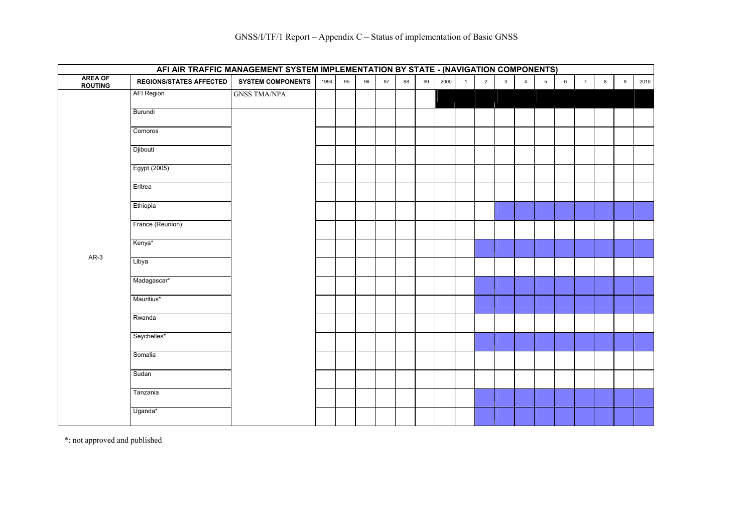**AFI AIR TRAFFIC MANAGEMENT SYSTEM IMPLEMENTATION BY STATE - (NAVIGATION COMPONENTS)**

| AREA OF ROUTING | REGIONS/STATES AFFECTED | SYSTEM COMPONENTS | 1994 | 95 | 96 | 97 | 98 | 99 | 2000 | 1 | 2 | 3 | 4 | 5 | 6 | 7 | 8 | 9 | 2010 |
|---|---|---|---|---|---|---|---|---|---|---|---|---|---|---|---|---|---|---|---|
| AR-3 | AFI Region | GNSS TMA/NPA | | | | | | | | | | | | | | | | | |
| | Burundi | | | | | | | | | | | | | | | | | | |
| | Comoros | | | | | | | | | | | | | | | | | | |
| | Djibouti | | | | | | | | | | | | | | | | | | |
| | Egypt (2005) | | | | | | | | | | | | | | | | | | |
| | Eritrea | | | | | | | | | | | | | | | | | | |
| | Ethiopia | | | | | | | | | | | | | | | | | | |
| | France (Reunion) | | | | | | | | | | | | | | | | | | |
| | Kenya* | | | | | | | | | | | | | | | | | | |
| | Libya | | | | | | | | | | | | | | | | | | |
| | Madagascar* | | | | | | | | | | | | | | | | | | |
| | Mauritius* | | | | | | | | | | | | | | | | | | |
| | Rwanda | | | | | | | | | | | | | | | | | | |
| | Seychelles* | | | | | | | | | | | | | | | | | | |
| | Somalia | | | | | | | | | | | | | | | | | | |
| | Sudan | | | | | | | | | | | | | | | | | | |
| | Tanzania | | | | | | | | | | | | | | | | | | |
| | Uganda* | | | | | | | | | | | | | | | | | | |

*: not approved and published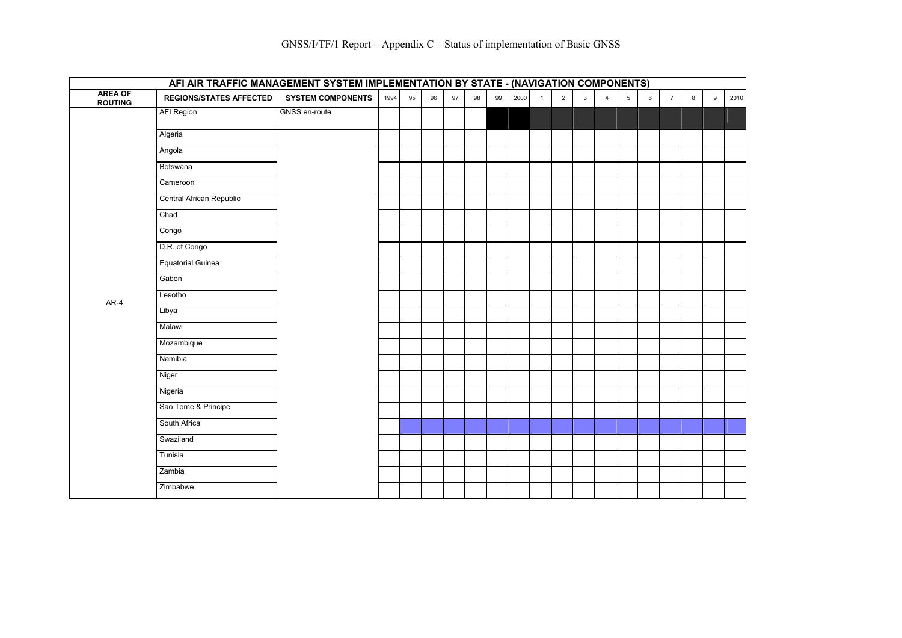# GNSS/I/TF/1 Report – Appendix C – Status of implementation of Basic GNSS

| AFI AIR TRAFFIC MANAGEMENT SYSTEM IMPLEMENTATION BY STATE - (NAVIGATION COMPONENTS) | | | | | | | | | | | | | | | | | | | |
|---|---|---|---|---|---|---|---|---|---|---|---|---|---|---|---|---|---|---|---|
| **AREA OF ROUTING** | **REGIONS/STATES AFFECTED** | **SYSTEM COMPONENTS** | 1994 | 95 | 96 | 97 | 98 | 99 | 2000 | 1 | 2 | 3 | 4 | 5 | 6 | 7 | 8 | 9 | 2010 |
| AR-4 | AFI Region | GNSS en-route | | | | | | | | | | | | | | | | | |
| | Algeria | | | | | | | | | | | | | | | | | | |
| | Angola | | | | | | | | | | | | | | | | | | |
| | Botswana | | | | | | | | | | | | | | | | | | |
| | Cameroon | | | | | | | | | | | | | | | | | | |
| | Central African Republic | | | | | | | | | | | | | | | | | | |
| | Chad | | | | | | | | | | | | | | | | | | |
| | Congo | | | | | | | | | | | | | | | | | | |
| | D.R. of Congo | | | | | | | | | | | | | | | | | | |
| | Equatorial Guinea | | | | | | | | | | | | | | | | | | |
| | Gabon | | | | | | | | | | | | | | | | | | |
| | Lesotho | | | | | | | | | | | | | | | | | | |
| | Libya | | | | | | | | | | | | | | | | | | |
| | Malawi | | | | | | | | | | | | | | | | | | |
| | Mozambique | | | | | | | | | | | | | | | | | | |
| | Namibia | | | | | | | | | | | | | | | | | | |
| | Niger | | | | | | | | | | | | | | | | | | |
| | Nigeria | | | | | | | | | | | | | | | | | | |
| | Sao Tome & Principe | | | | | | | | | | | | | | | | | | |
| | South Africa | | | | | | | | | | | | | | | | | | |
| | Swaziland | | | | | | | | | | | | | | | | | | |
| | Tunisia | | | | | | | | | | | | | | | | | | |
| | Zambia | | | | | | | | | | | | | | | | | | |
| | Zimbabwe | | | | | | | | | | | | | | | | | | |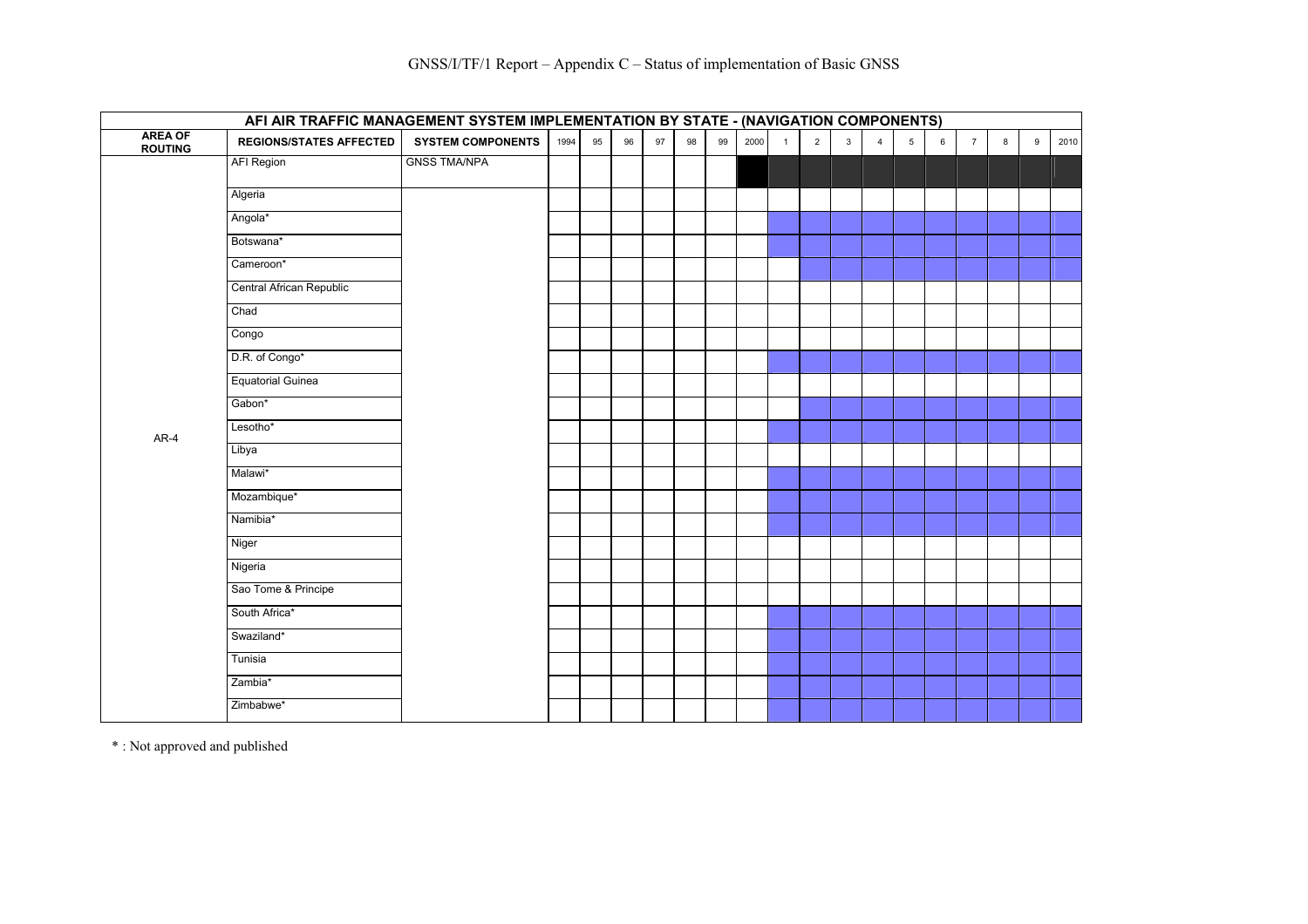GNSS/I/TF/1 Report – Appendix C – Status of implementation of Basic GNSS

| AFI AIR TRAFFIC MANAGEMENT SYSTEM IMPLEMENTATION BY STATE - (NAVIGATION COMPONENTS) | | | | | | | | | | | | | | | | | | | | |
|---|---|---|---|---|---|---|---|---|---|---|---|---|---|---|---|---|---|---|---|---|
| **AREA OF ROUTING** | **REGIONS/STATES AFFECTED** | **SYSTEM COMPONENTS** | 1994 | 95 | 96 | 97 | 98 | 99 | 2000 | 1 | 2 | 3 | 4 | 5 | 6 | 7 | 8 | 9 | 2010 |
| AR-4 | AFI Region | GNSS TMA/NPA | | | | | | | | | | | | | | | | | |
| | Algeria | | | | | | | | | | | | | | | | | | |
| | Angola* | | | | | | | | | | | | | | | | | | |
| | Botswana* | | | | | | | | | | | | | | | | | | |
| | Cameroon* | | | | | | | | | | | | | | | | | | |
| | Central African Republic | | | | | | | | | | | | | | | | | | |
| | Chad | | | | | | | | | | | | | | | | | | |
| | Congo | | | | | | | | | | | | | | | | | | |
| | D.R. of Congo* | | | | | | | | | | | | | | | | | | |
| | Equatorial Guinea | | | | | | | | | | | | | | | | | | |
| | Gabon* | | | | | | | | | | | | | | | | | | |
| | Lesotho* | | | | | | | | | | | | | | | | | | |
| | Libya | | | | | | | | | | | | | | | | | | |
| | Malawi* | | | | | | | | | | | | | | | | | | |
| | Mozambique* | | | | | | | | | | | | | | | | | | |
| | Namibia* | | | | | | | | | | | | | | | | | | |
| | Niger | | | | | | | | | | | | | | | | | | |
| | Nigeria | | | | | | | | | | | | | | | | | | |
| | Sao Tome & Principe | | | | | | | | | | | | | | | | | | |
| | South Africa* | | | | | | | | | | | | | | | | | | |
| | Swaziland* | | | | | | | | | | | | | | | | | | |
| | Tunisia | | | | | | | | | | | | | | | | | | |
| | Zambia* | | | | | | | | | | | | | | | | | | |
| | Zimbabwe* | | | | | | | | | | | | | | | | | | |

* : Not approved and published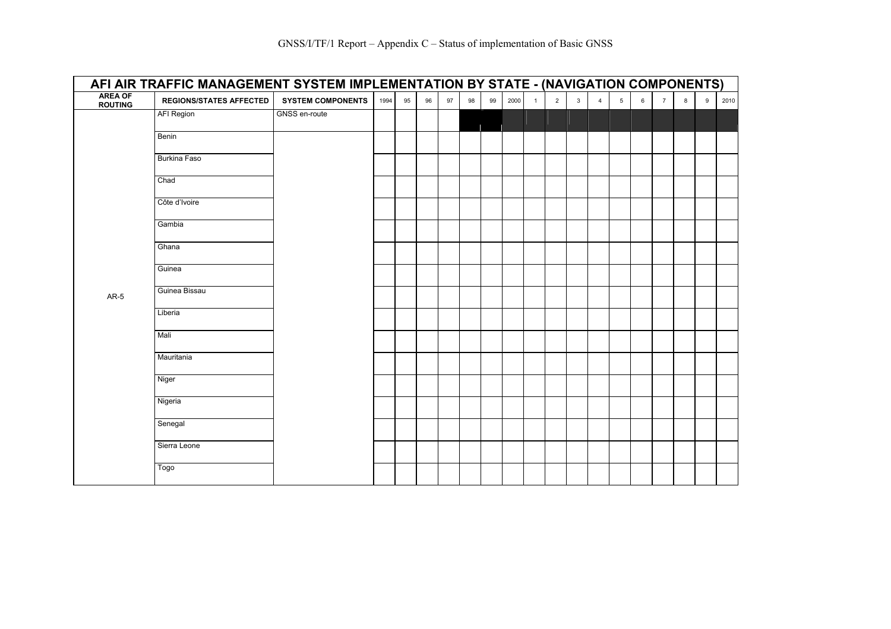# AFI AIR TRAFFIC MANAGEMENT SYSTEM IMPLEMENTATION BY STATE - (NAVIGATION COMPONENTS)

| AREA OF ROUTING | REGIONS/STATES AFFECTED | SYSTEM COMPONENTS | 1994 | 95 | 96 | 97 | 98 | 99 | 2000 | 1 | 2 | 3 | 4 | 5 | 6 | 7 | 8 | 9 | 2010 |
|---|---|---|---|---|---|---|---|---|---|---|---|---|---|---|---|---|---|---|---|
| AR-5 | AFI Region | GNSS en-route | | | | | | | | | | | | | | | | | |
| | Benin | | | | | | | | | | | | | | | | | | |
| | Burkina Faso | | | | | | | | | | | | | | | | | | |
| | Chad | | | | | | | | | | | | | | | | | | |
| | Côte d'Ivoire | | | | | | | | | | | | | | | | | | |
| | Gambia | | | | | | | | | | | | | | | | | | |
| | Ghana | | | | | | | | | | | | | | | | | | |
| | Guinea | | | | | | | | | | | | | | | | | | |
| | Guinea Bissau | | | | | | | | | | | | | | | | | | |
| | Liberia | | | | | | | | | | | | | | | | | | |
| | Mali | | | | | | | | | | | | | | | | | | |
| | Mauritania | | | | | | | | | | | | | | | | | | |
| | Niger | | | | | | | | | | | | | | | | | | |
| | Nigeria | | | | | | | | | | | | | | | | | | |
| | Senegal | | | | | | | | | | | | | | | | | | |
| | Sierra Leone | | | | | | | | | | | | | | | | | | |
| | Togo | | | | | | | | | | | | | | | | | | |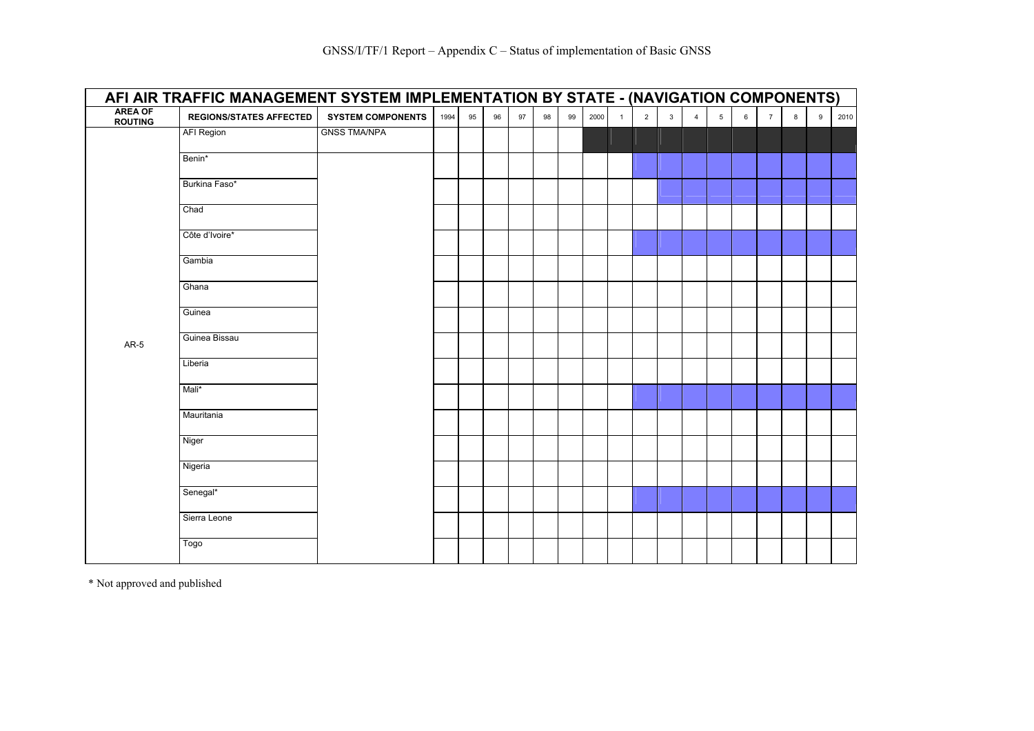## AFI AIR TRAFFIC MANAGEMENT SYSTEM IMPLEMENTATION BY STATE - (NAVIGATION COMPONENTS)

| AREA OF ROUTING | REGIONS/STATES AFFECTED | SYSTEM COMPONENTS | 1994 | 95 | 96 | 97 | 98 | 99 | 2000 | 1 | 2 | 3 | 4 | 5 | 6 | 7 | 8 | 9 | 2010 |
|---|---|---|---|---|---|---|---|---|---|---|---|---|---|---|---|---|---|---|---|
| AR-5 | AFI Region | GNSS TMA/NPA | | | | | | | | | | | | | | | | | |
| | Benin* | | | | | | | | | | | | | | | | | | |
| | Burkina Faso* | | | | | | | | | | | | | | | | | | |
| | Chad | | | | | | | | | | | | | | | | | | |
| | Côte d'Ivoire* | | | | | | | | | | | | | | | | | | |
| | Gambia | | | | | | | | | | | | | | | | | | |
| | Ghana | | | | | | | | | | | | | | | | | | |
| | Guinea | | | | | | | | | | | | | | | | | | |
| | Guinea Bissau | | | | | | | | | | | | | | | | | | |
| | Liberia | | | | | | | | | | | | | | | | | | |
| | Mali* | | | | | | | | | | | | | | | | | | |
| | Mauritania | | | | | | | | | | | | | | | | | | |
| | Niger | | | | | | | | | | | | | | | | | | |
| | Nigeria | | | | | | | | | | | | | | | | | | |
| | Senegal* | | | | | | | | | | | | | | | | | | |
| | Sierra Leone | | | | | | | | | | | | | | | | | | |
| | Togo | | | | | | | | | | | | | | | | | | |

* Not approved and published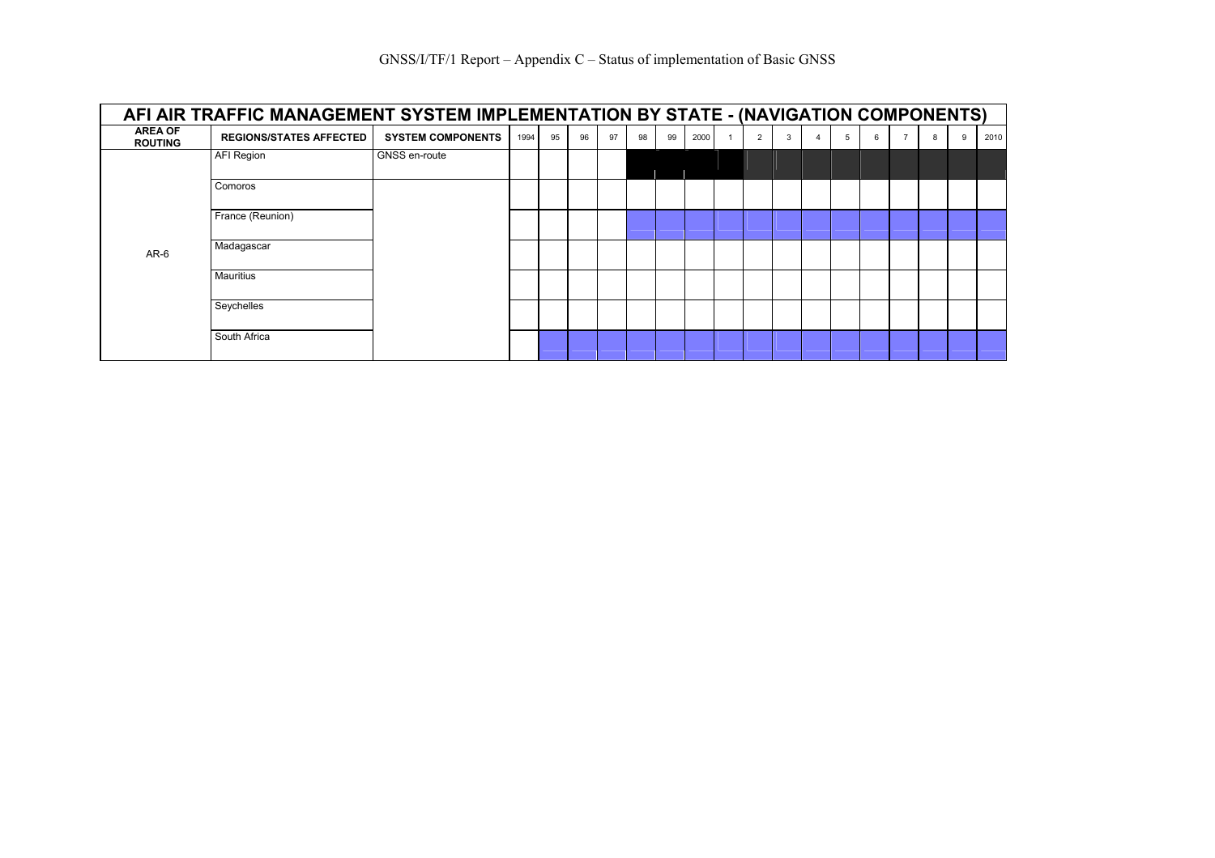GNSS/I/TF/1 Report – Appendix C – Status of implementation of Basic GNSS

| AFI AIR TRAFFIC MANAGEMENT SYSTEM IMPLEMENTATION BY STATE - (NAVIGATION COMPONENTS) | | | | | | | | | | | | | | | | | | | |
|---|---|---|---|---|---|---|---|---|---|---|---|---|---|---|---|---|---|---|---|
| **AREA OF ROUTING** | **REGIONS/STATES AFFECTED** | **SYSTEM COMPONENTS** | 1994 | 95 | 96 | 97 | 98 | 99 | 2000 | 1 | 2 | 3 | 4 | 5 | 6 | 7 | 8 | 9 | 2010 |
| AR-6 | AFI Region | GNSS en-route | | | | | | | | | | | | | | | | | |
| | Comoros | | | | | | | | | | | | | | | | | | |
| | France (Reunion) | | | | | | | | | | | | | | | | | | |
| | Madagascar | | | | | | | | | | | | | | | | | | |
| | Mauritius | | | | | | | | | | | | | | | | | | |
| | Seychelles | | | | | | | | | | | | | | | | | | |
| | South Africa | | | | | | | | | | | | | | | | | | |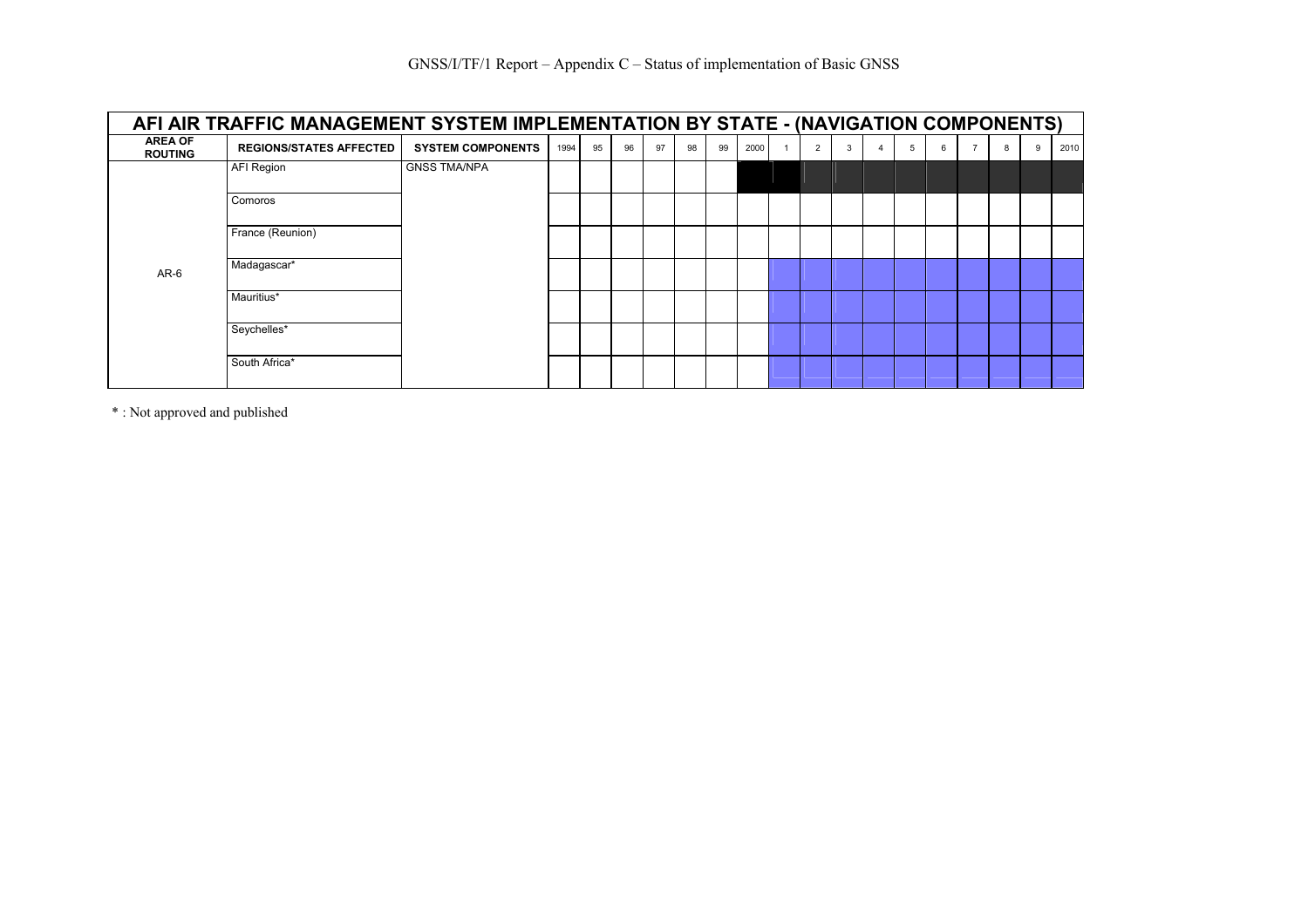# GNSS/I/TF/1 Report – Appendix C – Status of implementation of Basic GNSS

| AFI AIR TRAFFIC MANAGEMENT SYSTEM IMPLEMENTATION BY STATE - (NAVIGATION COMPONENTS) | | | | | | | | | | | | | | | | | | | |
|---|---|---|---|---|---|---|---|---|---|---|---|---|---|---|---|---|---|---|---|
| **AREA OF ROUTING** | **REGIONS/STATES AFFECTED** | **SYSTEM COMPONENTS** | 1994 | 95 | 96 | 97 | 98 | 99 | 2000 | 1 | 2 | 3 | 4 | 5 | 6 | 7 | 8 | 9 | 2010 |
| AR-6 | AFI Region | GNSS TMA/NPA | | | | | | | | | | | | | | | | | |
| | Comoros | | | | | | | | | | | | | | | | | | |
| | France (Reunion) | | | | | | | | | | | | | | | | | | |
| | Madagascar* | | | | | | | | | | | | | | | | | | |
| | Mauritius* | | | | | | | | | | | | | | | | | | |
| | Seychelles* | | | | | | | | | | | | | | | | | | |
| | South Africa* | | | | | | | | | | | | | | | | | | |

* : Not approved and published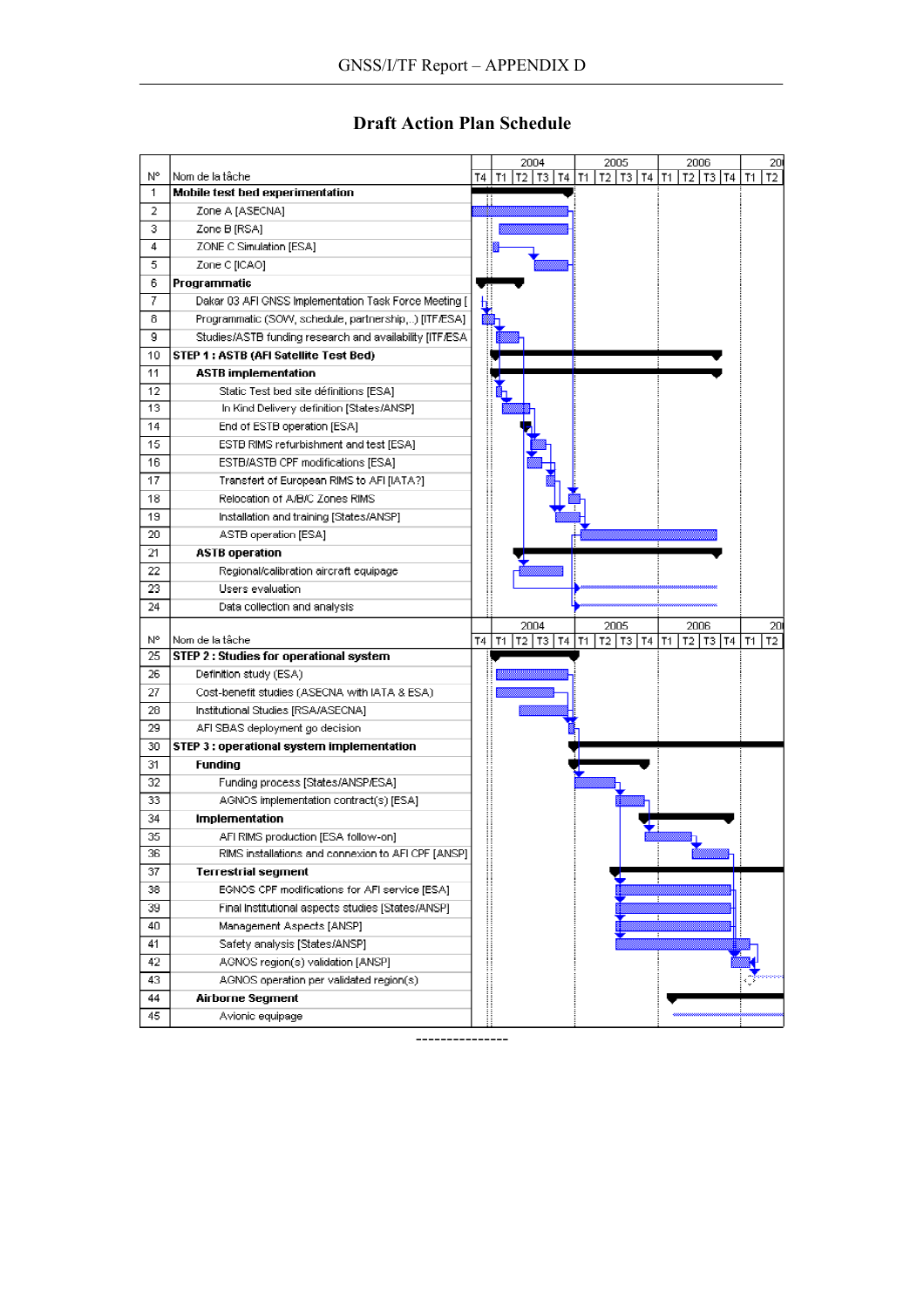# Draft Action Plan Schedule

| N° | Nom de la tâche |
|---|---|
| 1 | **Mobile test bed experimentation** |
| 2 | Zone A [ASECNA] |
| 3 | Zone B [RSA] |
| 4 | ZONE C Simulation [ESA] |
| 5 | Zone C [ICAO] |
| 6 | **Programmatic** |
| 7 | Dakar 03 AFI GNSS Implementation Task Force Meeting [ |
| 8 | Programmatic (SOW, schedule, partnership,..) [ITF/ESA] |
| 9 | Studies/ASTB funding research and availability [ITF/ESA |
| 10 | **STEP 1 : ASTB (AFI Satellite Test Bed)** |
| 11 | **ASTB implementation** |
| 12 | Static Test bed site définitions [ESA] |
| 13 | In Kind Delivery definition [States/ANSP] |
| 14 | End of ESTB operation [ESA] |
| 15 | ESTB RIMS refurbishment and test [ESA] |
| 16 | ESTB/ASTB CPF modifications [ESA] |
| 17 | Transfert of European RIMS to AFI [IATA?] |
| 18 | Relocation of A/B/C Zones RIMS |
| 19 | Installation and training [States/ANSP] |
| 20 | ASTB operation [ESA] |
| 21 | **ASTB operation** |
| 22 | Regional/calibration aircraft equipage |
| 23 | Users evaluation |
| 24 | Data collection and analysis |
| 25 | **STEP 2 : Studies for operational system** |
| 26 | Definition study (ESA) |
| 27 | Cost-benefit studies (ASECNA with IATA & ESA) |
| 28 | Institutional Studies [RSA/ASECNA] |
| 29 | AFI SBAS deployment go decision |
| 30 | **STEP 3 : operational system implementation** |
| 31 | **Funding** |
| 32 | Funding process [States/ANSP/ESA] |
| 33 | AGNOS implementation contract(s) [ESA] |
| 34 | **Implementation** |
| 35 | AFI RIMS production [ESA follow-on] |
| 36 | RIMS installations and connexion to AFI CPF [ANSP] |
| 37 | **Terrestrial segment** |
| 38 | EGNOS CPF modifications for AFI service [ESA] |
| 39 | Final Institutional aspects studies [States/ANSP] |
| 40 | Management Aspects [ANSP] |
| 41 | Safety analysis [States/ANSP] |
| 42 | AGNOS region(s) validation [ANSP] |
| 43 | AGNOS operation per validated region(s) |
| 44 | **Airborne Segment** |
| 45 | Avionic equipage |

Timeline: 2003 T4; 2004 T1–T4; 2005 T1–T4; 2006 T1–T4; 2007 T1–T2.

---------------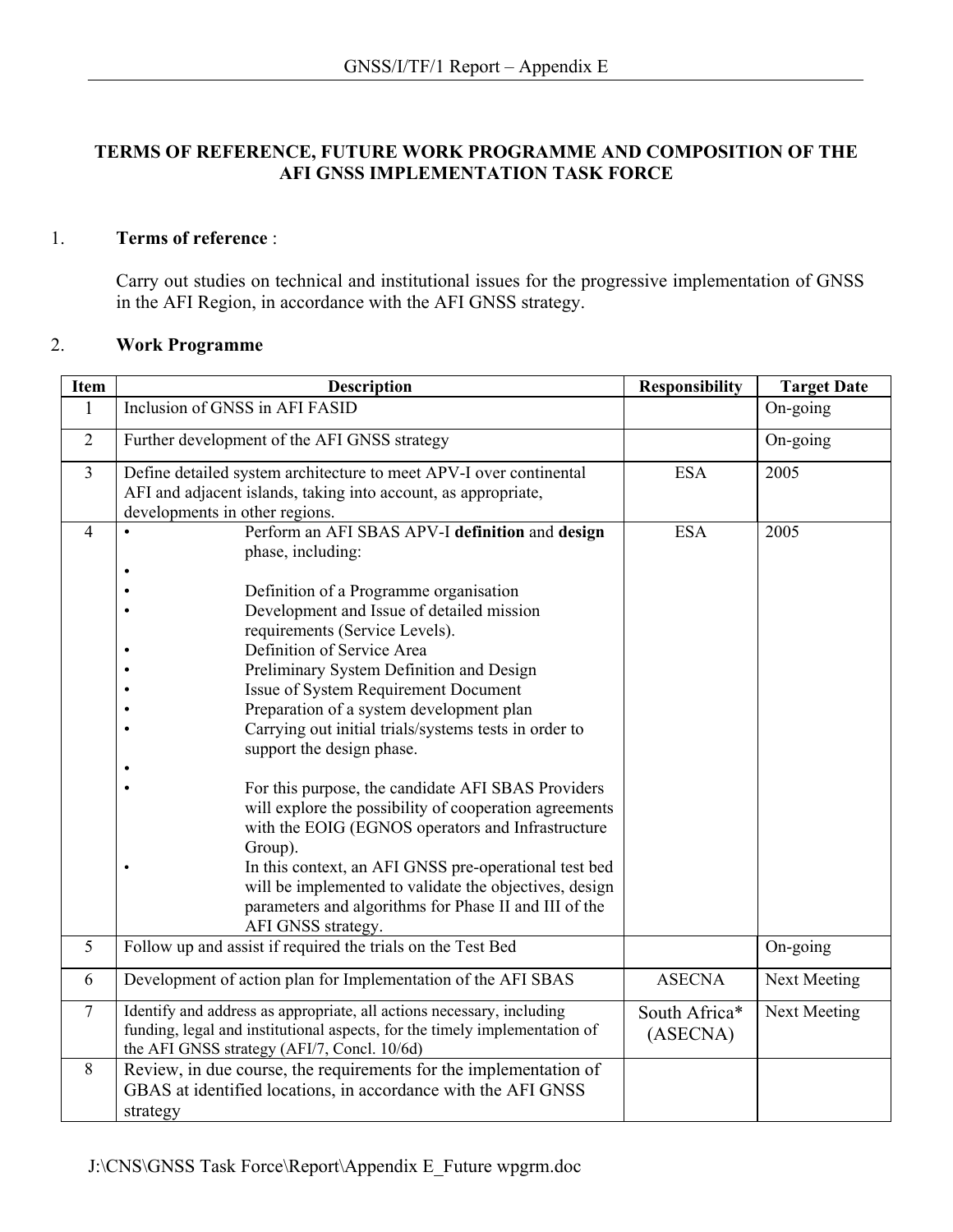## TERMS OF REFERENCE, FUTURE WORK PROGRAMME AND COMPOSITION OF THE AFI GNSS IMPLEMENTATION TASK FORCE

1. **Terms of reference** :

   Carry out studies on technical and institutional issues for the progressive implementation of GNSS in the AFI Region, in accordance with the AFI GNSS strategy.

2. **Work Programme**

| Item | Description | Responsibility | Target Date |
|---|---|---|---|
| 1 | Inclusion of GNSS in AFI FASID | | On-going |
| 2 | Further development of the AFI GNSS strategy | | On-going |
| 3 | Define detailed system architecture to meet APV-I over continental AFI and adjacent islands, taking into account, as appropriate, developments in other regions. | ESA | 2005 |
| 4 | • Perform an AFI SBAS APV-I **definition** and **design** phase, including:<br>•<br>• Definition of a Programme organisation<br>• Development and Issue of detailed mission requirements (Service Levels).<br>• Definition of Service Area<br>• Preliminary System Definition and Design<br>• Issue of System Requirement Document<br>• Preparation of a system development plan<br>• Carrying out initial trials/systems tests in order to support the design phase.<br>•<br>• For this purpose, the candidate AFI SBAS Providers will explore the possibility of cooperation agreements with the EOIG (EGNOS operators and Infrastructure Group).<br>• In this context, an AFI GNSS pre-operational test bed will be implemented to validate the objectives, design parameters and algorithms for Phase II and III of the AFI GNSS strategy. | ESA | 2005 |
| 5 | Follow up and assist if required the trials on the Test Bed | | On-going |
| 6 | Development of action plan for Implementation of the AFI SBAS | ASECNA | Next Meeting |
| 7 | Identify and address as appropriate, all actions necessary, including funding, legal and institutional aspects, for the timely implementation of the AFI GNSS strategy (AFI/7, Concl. 10/6d) | South Africa* (ASECNA) | Next Meeting |
| 8 | Review, in due course, the requirements for the implementation of GBAS at identified locations, in accordance with the AFI GNSS strategy | | |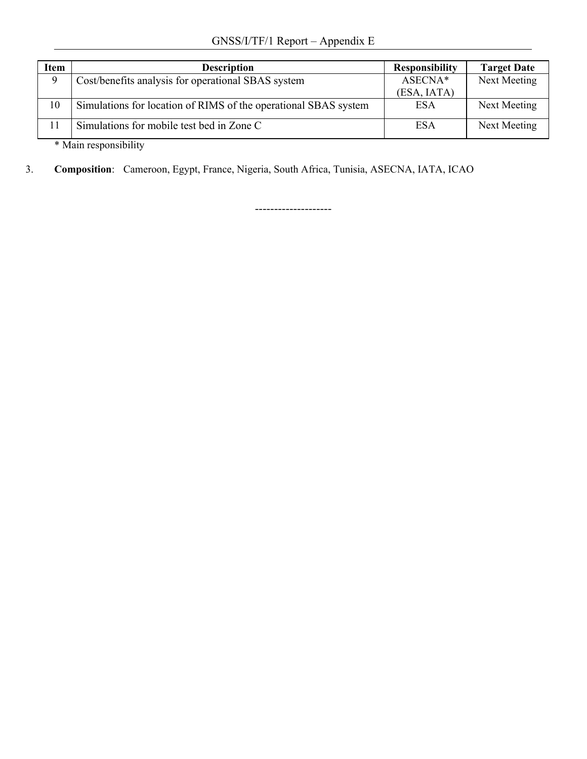| Item | Description | Responsibility | Target Date |
|---|---|---|---|
| 9 | Cost/benefits analysis for operational SBAS system | ASECNA* (ESA, IATA) | Next Meeting |
| 10 | Simulations for location of RIMS of the operational SBAS system | ESA | Next Meeting |
| 11 | Simulations for mobile test bed in Zone C | ESA | Next Meeting |

\* Main responsibility

3. **Composition**: Cameroon, Egypt, France, Nigeria, South Africa, Tunisia, ASECNA, IATA, ICAO

--------------------